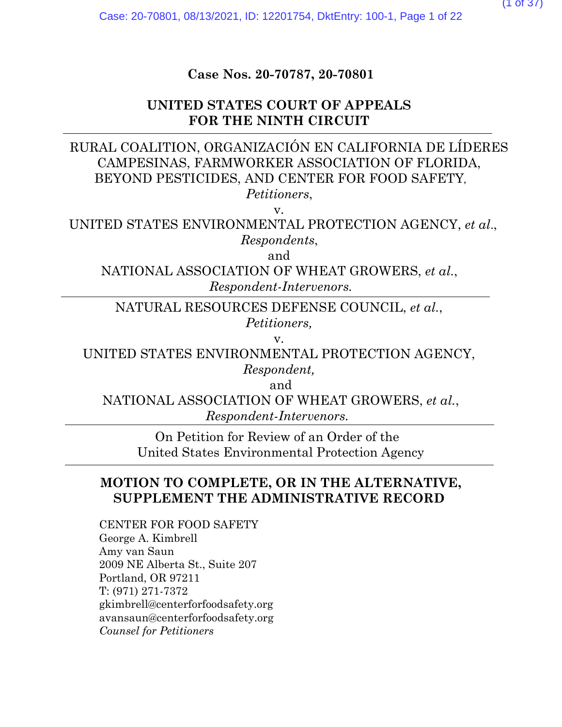**Case Nos. 20-70787, 20-70801**

**UNITED STATES COURT OF APPEALS**
**FOR THE NINTH CIRCUIT**

---

RURAL COALITION, ORGANIZACIÓN EN CALIFORNIA DE LÍDERES CAMPESINAS, FARMWORKER ASSOCIATION OF FLORIDA, BEYOND PESTICIDES, AND CENTER FOR FOOD SAFETY,
*Petitioners*,

v.

UNITED STATES ENVIRONMENTAL PROTECTION AGENCY, *et al.*,
*Respondents*,

and

NATIONAL ASSOCIATION OF WHEAT GROWERS, *et al.*,
*Respondent-Intervenors.*

---

NATURAL RESOURCES DEFENSE COUNCIL, *et al.*,
*Petitioners,*

v.

UNITED STATES ENVIRONMENTAL PROTECTION AGENCY,
*Respondent,*

and

NATIONAL ASSOCIATION OF WHEAT GROWERS, *et al.*,
*Respondent-Intervenors.*

---

On Petition for Review of an Order of the
United States Environmental Protection Agency

---

**MOTION TO COMPLETE, OR IN THE ALTERNATIVE, SUPPLEMENT THE ADMINISTRATIVE RECORD**

CENTER FOR FOOD SAFETY
George A. Kimbrell
Amy van Saun
2009 NE Alberta St., Suite 207
Portland, OR 97211
T: (971) 271-7372
gkimbrell@centerforfoodsafety.org
avansaun@centerforfoodsafety.org
*Counsel for Petitioners*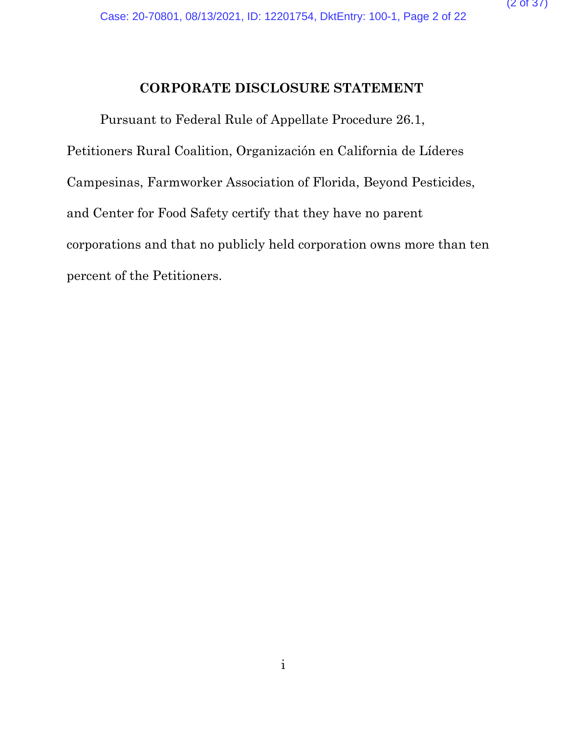## CORPORATE DISCLOSURE STATEMENT

Pursuant to Federal Rule of Appellate Procedure 26.1, Petitioners Rural Coalition, Organización en California de Líderes Campesinas, Farmworker Association of Florida, Beyond Pesticides, and Center for Food Safety certify that they have no parent corporations and that no publicly held corporation owns more than ten percent of the Petitioners.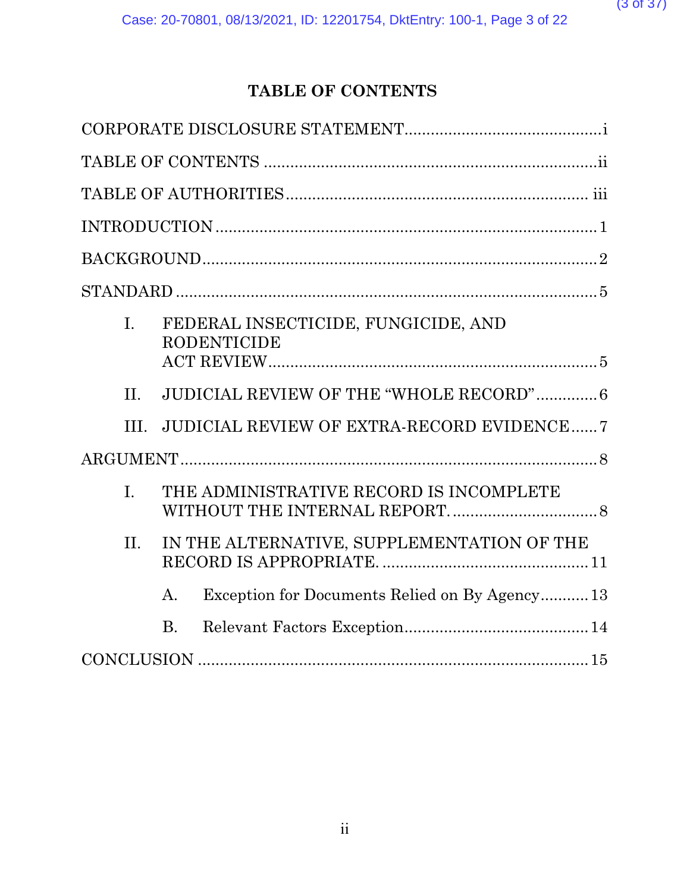# TABLE OF CONTENTS

CORPORATE DISCLOSURE STATEMENT .......................................... i

TABLE OF CONTENTS .......................................... ii

TABLE OF AUTHORITIES .......................................... iii

INTRODUCTION .......................................... 1

BACKGROUND .......................................... 2

STANDARD .......................................... 5

- I. FEDERAL INSECTICIDE, FUNGICIDE, AND RODENTICIDE ACT REVIEW .......................................... 5
- II. JUDICIAL REVIEW OF THE "WHOLE RECORD" .......................................... 6
- III. JUDICIAL REVIEW OF EXTRA-RECORD EVIDENCE .......................................... 7

ARGUMENT .......................................... 8

- I. THE ADMINISTRATIVE RECORD IS INCOMPLETE WITHOUT THE INTERNAL REPORT. .......................................... 8
- II. IN THE ALTERNATIVE, SUPPLEMENTATION OF THE RECORD IS APPROPRIATE. .......................................... 11
  - A. Exception for Documents Relied on By Agency .......................................... 13
  - B. Relevant Factors Exception .......................................... 14

CONCLUSION .......................................... 15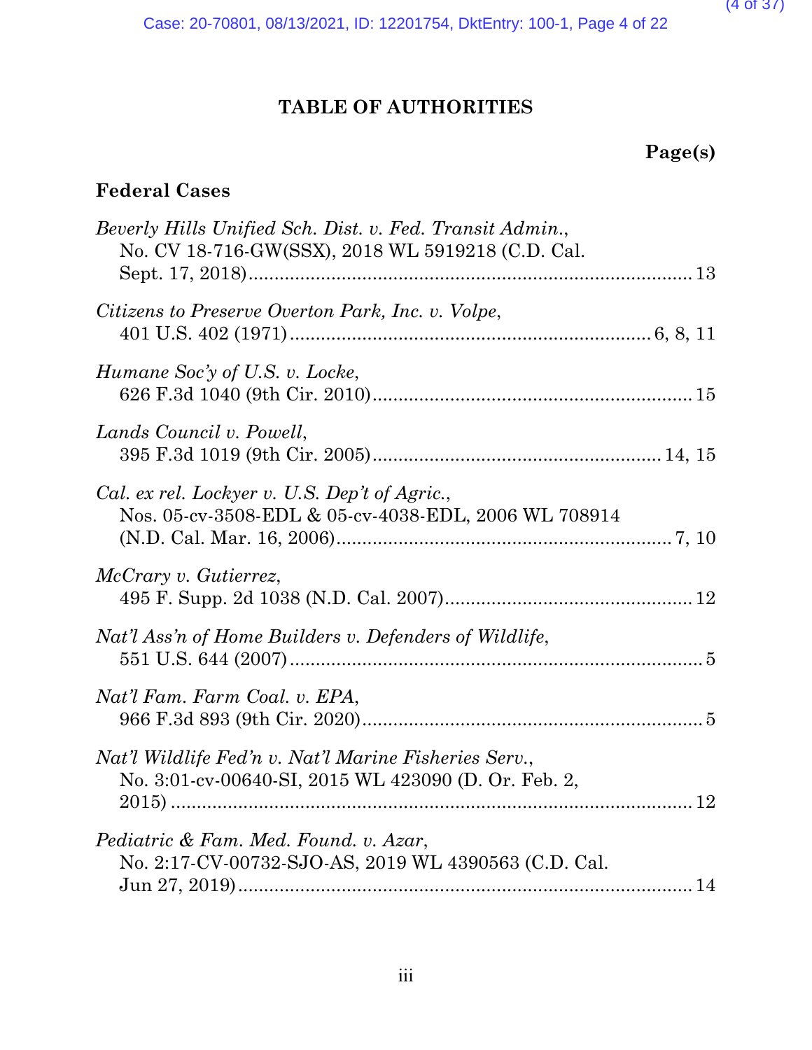# TABLE OF AUTHORITIES

**Page(s)**

## Federal Cases

*Beverly Hills Unified Sch. Dist. v. Fed. Transit Admin.*, No. CV 18-716-GW(SSX), 2018 WL 5919218 (C.D. Cal. Sept. 17, 2018) .......... 13

*Citizens to Preserve Overton Park, Inc. v. Volpe*, 401 U.S. 402 (1971) .......... 6, 8, 11

*Humane Soc'y of U.S. v. Locke*, 626 F.3d 1040 (9th Cir. 2010) .......... 15

*Lands Council v. Powell*, 395 F.3d 1019 (9th Cir. 2005) .......... 14, 15

*Cal. ex rel. Lockyer v. U.S. Dep't of Agric.*, Nos. 05-cv-3508-EDL & 05-cv-4038-EDL, 2006 WL 708914 (N.D. Cal. Mar. 16, 2006) .......... 7, 10

*McCrary v. Gutierrez*, 495 F. Supp. 2d 1038 (N.D. Cal. 2007) .......... 12

*Nat'l Ass'n of Home Builders v. Defenders of Wildlife*, 551 U.S. 644 (2007) .......... 5

*Nat'l Fam. Farm Coal. v. EPA*, 966 F.3d 893 (9th Cir. 2020) .......... 5

*Nat'l Wildlife Fed'n v. Nat'l Marine Fisheries Serv.*, No. 3:01-cv-00640-SI, 2015 WL 423090 (D. Or. Feb. 2, 2015) .......... 12

*Pediatric & Fam. Med. Found. v. Azar*, No. 2:17-CV-00732-SJO-AS, 2019 WL 4390563 (C.D. Cal. Jun 27, 2019) .......... 14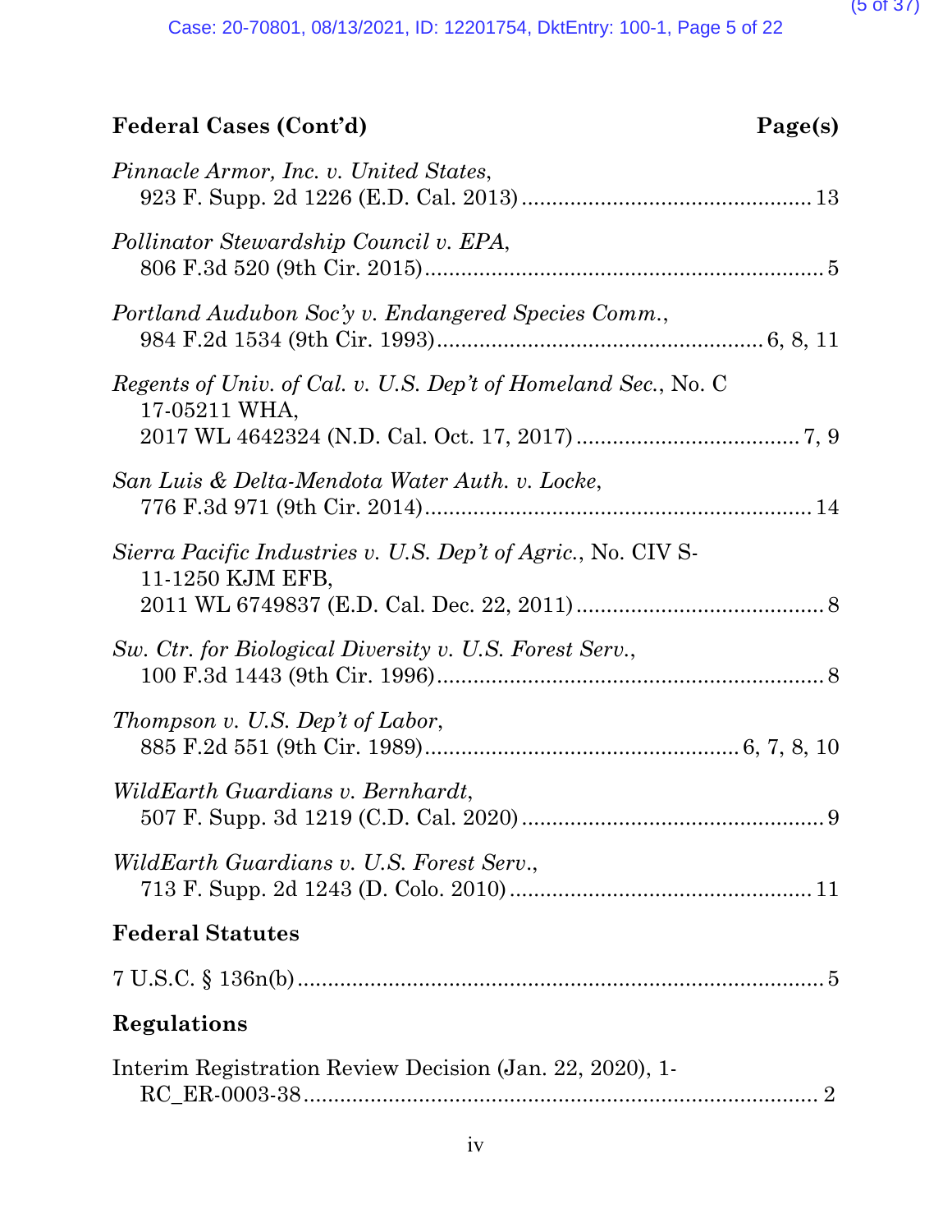**Federal Cases (Cont'd)** **Page(s)**

*Pinnacle Armor, Inc. v. United States*,
923 F. Supp. 2d 1226 (E.D. Cal. 2013) ............................................ 13

*Pollinator Stewardship Council v. EPA*,
806 F.3d 520 (9th Cir. 2015) ............................................................. 5

*Portland Audubon Soc'y v. Endangered Species Comm.*,
984 F.2d 1534 (9th Cir. 1993) ................................................. 6, 8, 11

*Regents of Univ. of Cal. v. U.S. Dep't of Homeland Sec.*, No. C 17-05211 WHA,
2017 WL 4642324 (N.D. Cal. Oct. 17, 2017) .................................. 7, 9

*San Luis & Delta-Mendota Water Auth. v. Locke*,
776 F.3d 971 (9th Cir. 2014) ........................................................... 14

*Sierra Pacific Industries v. U.S. Dep't of Agric.*, No. CIV S-11-1250 KJM EFB,
2011 WL 6749837 (E.D. Cal. Dec. 22, 2011) ...................................... 8

*Sw. Ctr. for Biological Diversity v. U.S. Forest Serv.*,
100 F.3d 1443 (9th Cir. 1996) ........................................................... 8

*Thompson v. U.S. Dep't of Labor*,
885 F.2d 551 (9th Cir. 1989) ............................................... 6, 7, 8, 10

*WildEarth Guardians v. Bernhardt*,
507 F. Supp. 3d 1219 (C.D. Cal. 2020) .............................................. 9

*WildEarth Guardians v. U.S. Forest Serv.*,
713 F. Supp. 2d 1243 (D. Colo. 2010) .............................................. 11

**Federal Statutes**

7 U.S.C. § 136n(b) ................................................................................. 5

**Regulations**

Interim Registration Review Decision (Jan. 22, 2020), 1-RC_ER-0003-38 ................................................................................. 2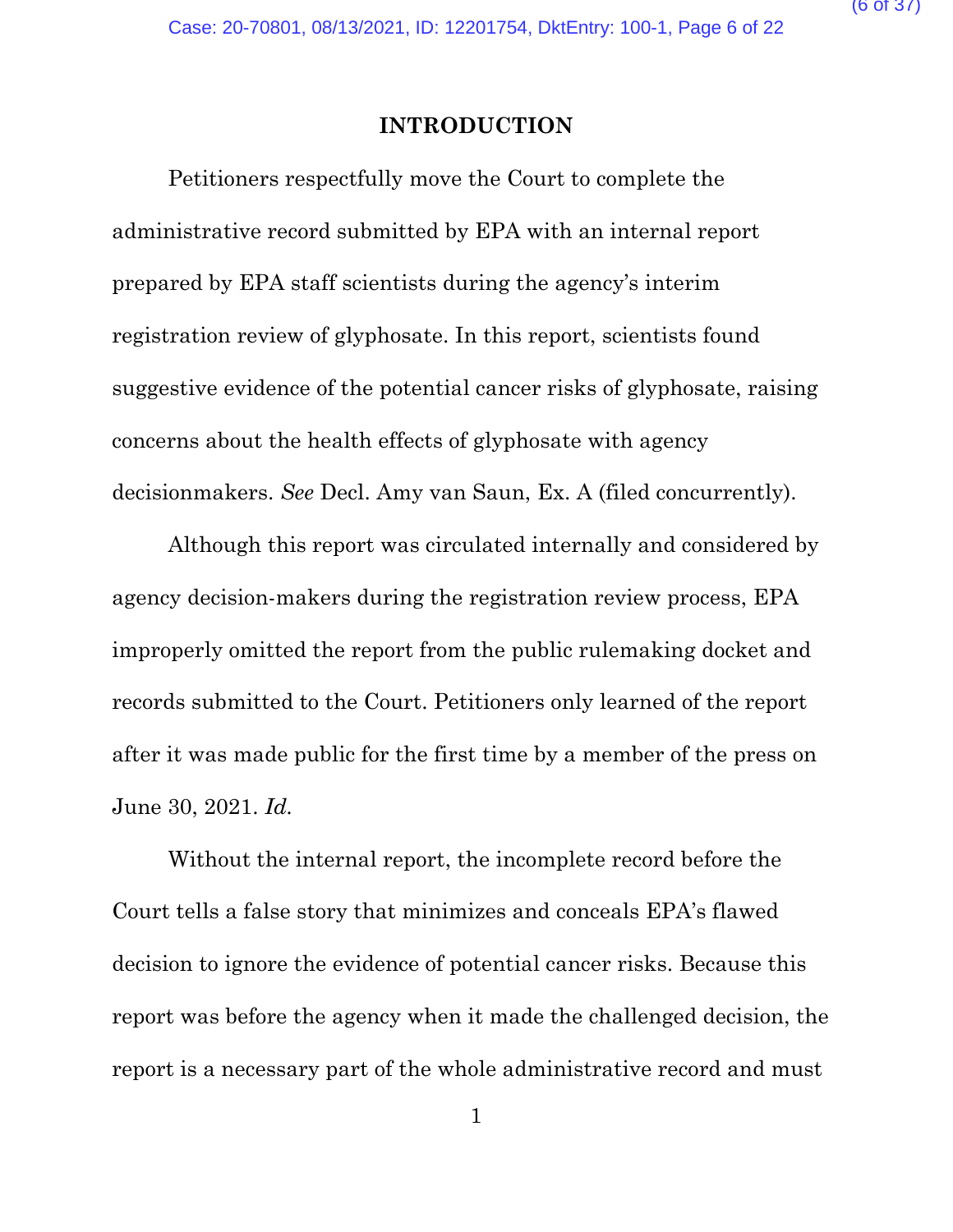## INTRODUCTION

Petitioners respectfully move the Court to complete the administrative record submitted by EPA with an internal report prepared by EPA staff scientists during the agency's interim registration review of glyphosate. In this report, scientists found suggestive evidence of the potential cancer risks of glyphosate, raising concerns about the health effects of glyphosate with agency decisionmakers. *See* Decl. Amy van Saun, Ex. A (filed concurrently).

Although this report was circulated internally and considered by agency decision-makers during the registration review process, EPA improperly omitted the report from the public rulemaking docket and records submitted to the Court. Petitioners only learned of the report after it was made public for the first time by a member of the press on June 30, 2021. *Id.*

Without the internal report, the incomplete record before the Court tells a false story that minimizes and conceals EPA's flawed decision to ignore the evidence of potential cancer risks. Because this report was before the agency when it made the challenged decision, the report is a necessary part of the whole administrative record and must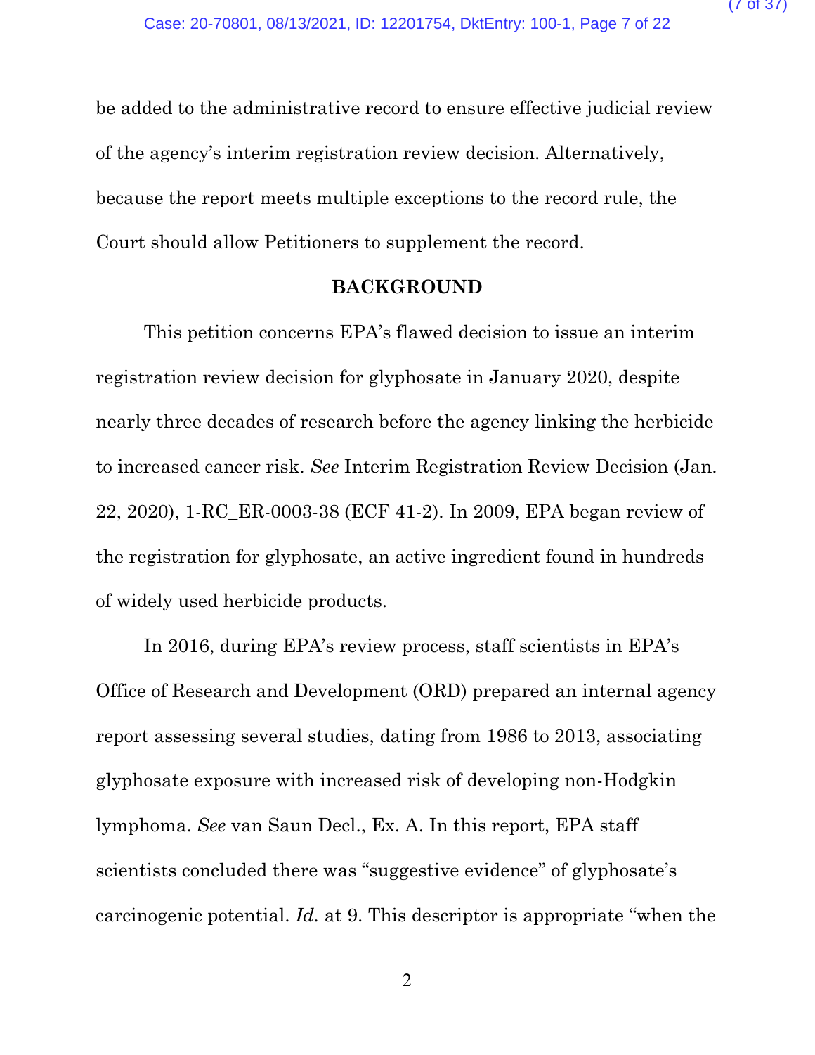be added to the administrative record to ensure effective judicial review of the agency's interim registration review decision. Alternatively, because the report meets multiple exceptions to the record rule, the Court should allow Petitioners to supplement the record.

## BACKGROUND

This petition concerns EPA's flawed decision to issue an interim registration review decision for glyphosate in January 2020, despite nearly three decades of research before the agency linking the herbicide to increased cancer risk. *See* Interim Registration Review Decision (Jan. 22, 2020), 1-RC_ER-0003-38 (ECF 41-2). In 2009, EPA began review of the registration for glyphosate, an active ingredient found in hundreds of widely used herbicide products.

In 2016, during EPA's review process, staff scientists in EPA's Office of Research and Development (ORD) prepared an internal agency report assessing several studies, dating from 1986 to 2013, associating glyphosate exposure with increased risk of developing non-Hodgkin lymphoma. *See* van Saun Decl., Ex. A. In this report, EPA staff scientists concluded there was "suggestive evidence" of glyphosate's carcinogenic potential. *Id.* at 9. This descriptor is appropriate "when the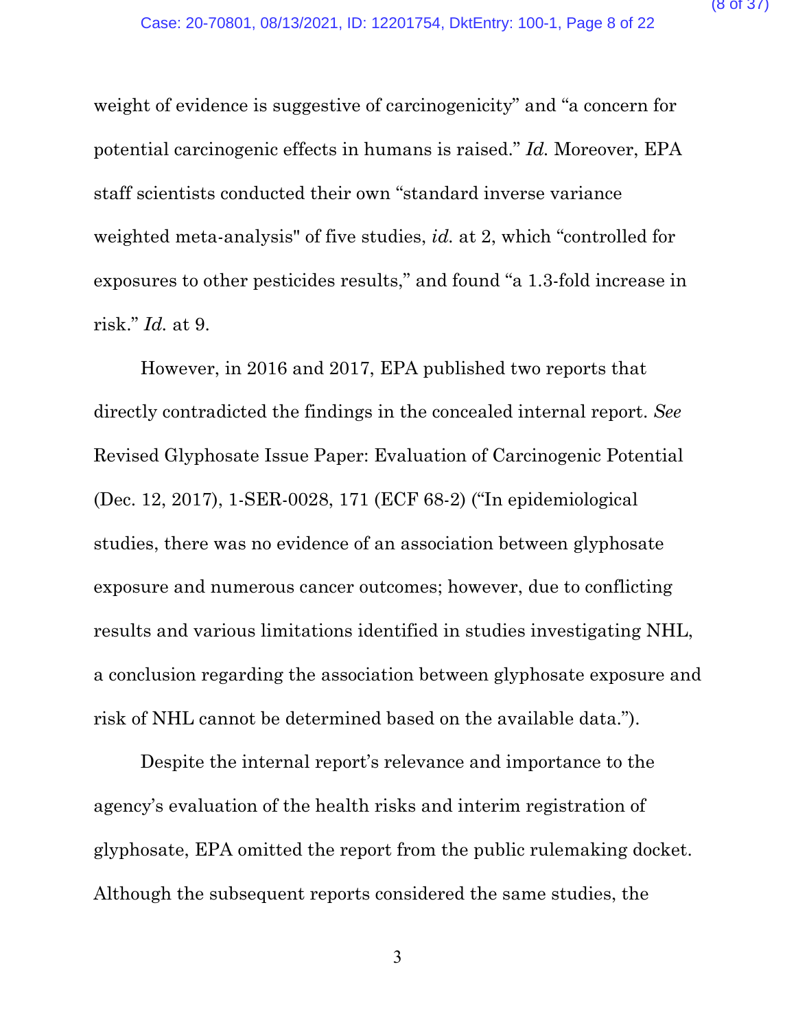weight of evidence is suggestive of carcinogenicity" and "a concern for potential carcinogenic effects in humans is raised." *Id.* Moreover, EPA staff scientists conducted their own "standard inverse variance weighted meta-analysis" of five studies, *id.* at 2, which "controlled for exposures to other pesticides results," and found "a 1.3-fold increase in risk." *Id.* at 9.

However, in 2016 and 2017, EPA published two reports that directly contradicted the findings in the concealed internal report. *See* Revised Glyphosate Issue Paper: Evaluation of Carcinogenic Potential (Dec. 12, 2017), 1-SER-0028, 171 (ECF 68-2) ("In epidemiological studies, there was no evidence of an association between glyphosate exposure and numerous cancer outcomes; however, due to conflicting results and various limitations identified in studies investigating NHL, a conclusion regarding the association between glyphosate exposure and risk of NHL cannot be determined based on the available data.").

Despite the internal report's relevance and importance to the agency's evaluation of the health risks and interim registration of glyphosate, EPA omitted the report from the public rulemaking docket. Although the subsequent reports considered the same studies, the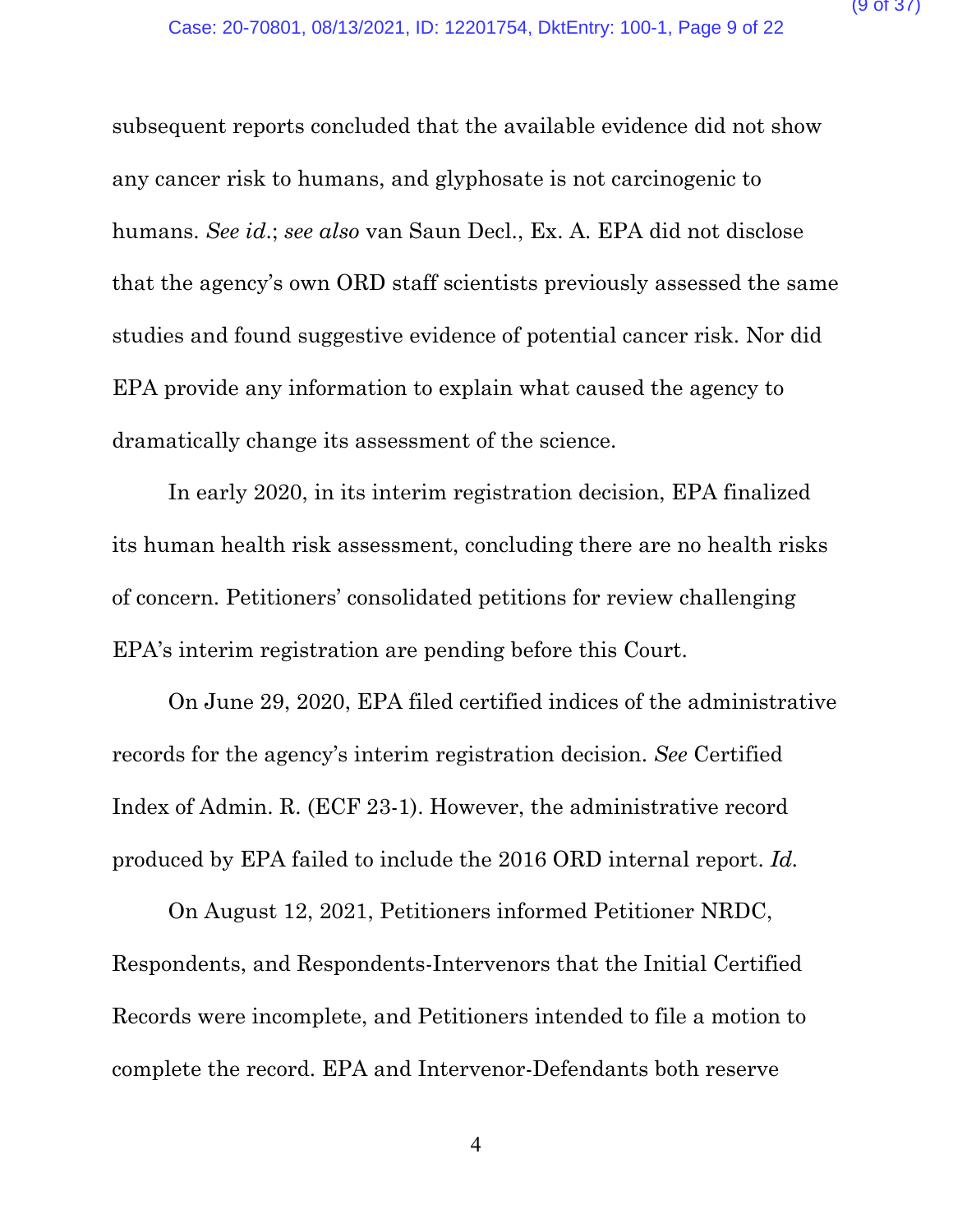subsequent reports concluded that the available evidence did not show any cancer risk to humans, and glyphosate is not carcinogenic to humans. *See id.*; *see also* van Saun Decl., Ex. A. EPA did not disclose that the agency's own ORD staff scientists previously assessed the same studies and found suggestive evidence of potential cancer risk. Nor did EPA provide any information to explain what caused the agency to dramatically change its assessment of the science.

In early 2020, in its interim registration decision, EPA finalized its human health risk assessment, concluding there are no health risks of concern. Petitioners' consolidated petitions for review challenging EPA's interim registration are pending before this Court.

On June 29, 2020, EPA filed certified indices of the administrative records for the agency's interim registration decision. *See* Certified Index of Admin. R. (ECF 23-1). However, the administrative record produced by EPA failed to include the 2016 ORD internal report. *Id.*

On August 12, 2021, Petitioners informed Petitioner NRDC, Respondents, and Respondents-Intervenors that the Initial Certified Records were incomplete, and Petitioners intended to file a motion to complete the record. EPA and Intervenor-Defendants both reserve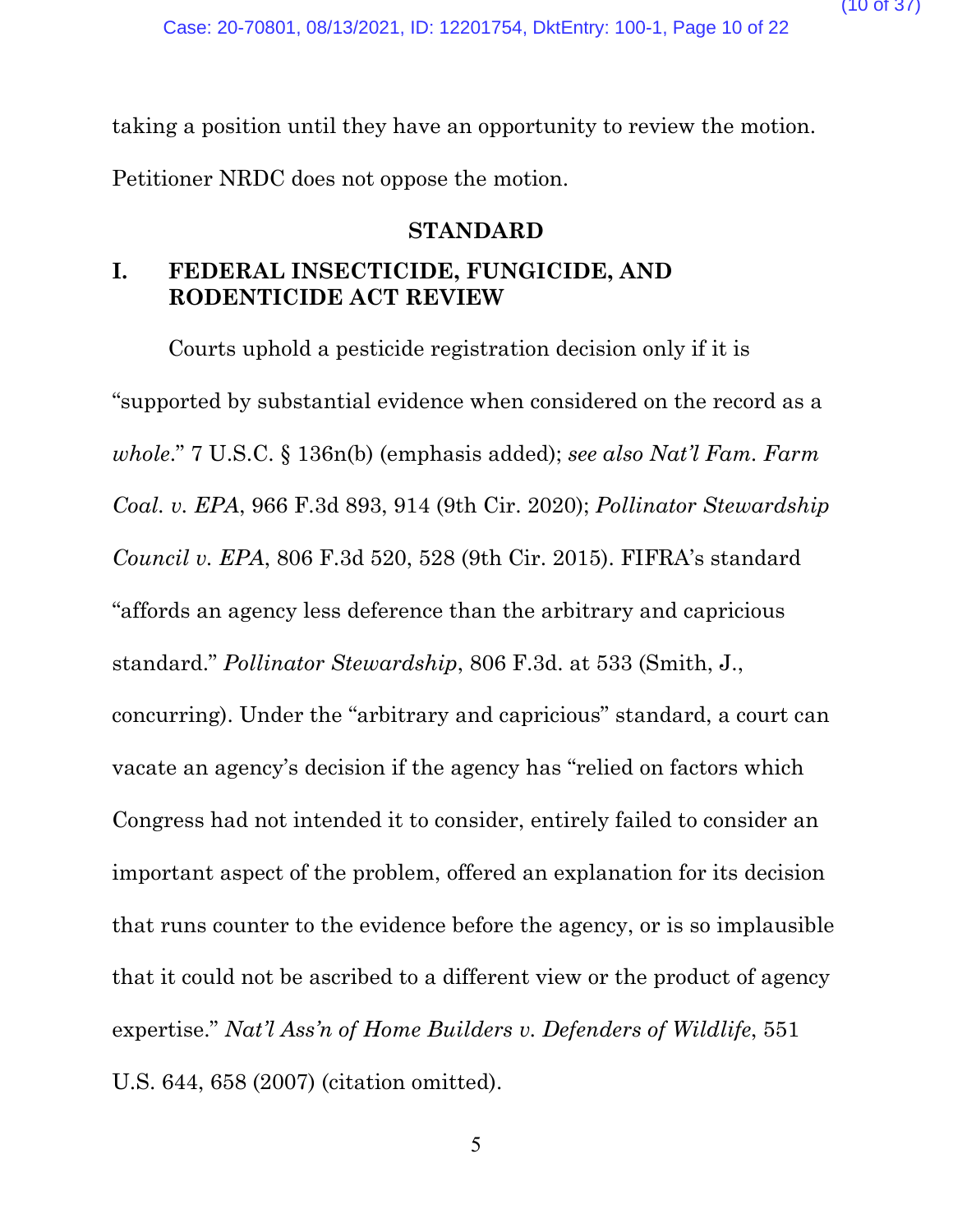taking a position until they have an opportunity to review the motion. Petitioner NRDC does not oppose the motion.

## STANDARD

### I. FEDERAL INSECTICIDE, FUNGICIDE, AND RODENTICIDE ACT REVIEW

Courts uphold a pesticide registration decision only if it is "supported by substantial evidence when considered on the record as a *whole*." 7 U.S.C. § 136n(b) (emphasis added); *see also Nat'l Fam. Farm Coal. v. EPA*, 966 F.3d 893, 914 (9th Cir. 2020); *Pollinator Stewardship Council v. EPA*, 806 F.3d 520, 528 (9th Cir. 2015). FIFRA's standard "affords an agency less deference than the arbitrary and capricious standard." *Pollinator Stewardship*, 806 F.3d. at 533 (Smith, J., concurring). Under the "arbitrary and capricious" standard, a court can vacate an agency's decision if the agency has "relied on factors which Congress had not intended it to consider, entirely failed to consider an important aspect of the problem, offered an explanation for its decision that runs counter to the evidence before the agency, or is so implausible that it could not be ascribed to a different view or the product of agency expertise." *Nat'l Ass'n of Home Builders v. Defenders of Wildlife*, 551 U.S. 644, 658 (2007) (citation omitted).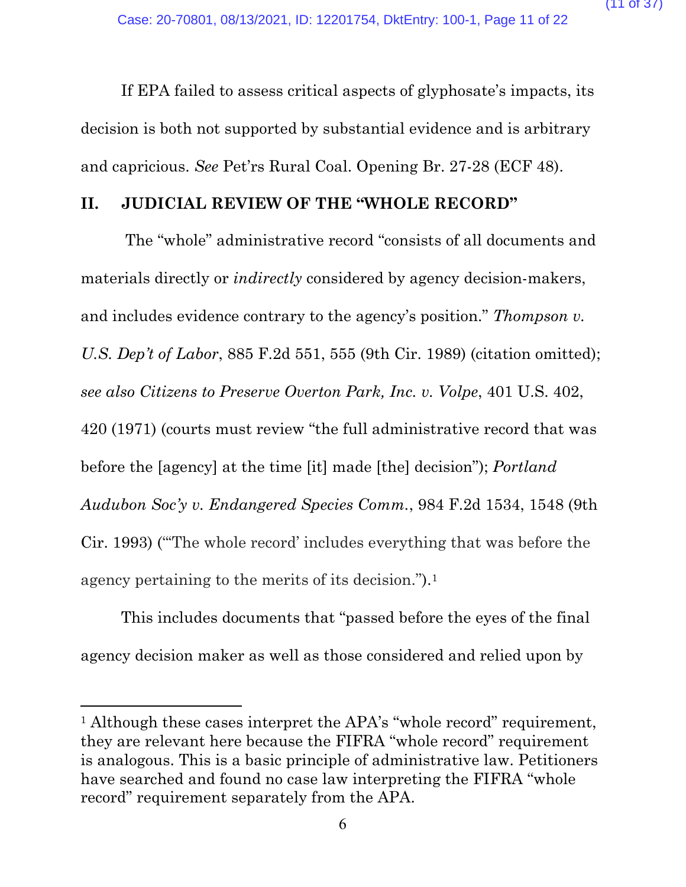If EPA failed to assess critical aspects of glyphosate's impacts, its decision is both not supported by substantial evidence and is arbitrary and capricious. *See* Pet'rs Rural Coal. Opening Br. 27-28 (ECF 48).

## II. JUDICIAL REVIEW OF THE "WHOLE RECORD"

The "whole" administrative record "consists of all documents and materials directly or *indirectly* considered by agency decision-makers, and includes evidence contrary to the agency's position." *Thompson v. U.S. Dep't of Labor*, 885 F.2d 551, 555 (9th Cir. 1989) (citation omitted); *see also Citizens to Preserve Overton Park, Inc. v. Volpe*, 401 U.S. 402, 420 (1971) (courts must review "the full administrative record that was before the [agency] at the time [it] made [the] decision"); *Portland Audubon Soc'y v. Endangered Species Comm.*, 984 F.2d 1534, 1548 (9th Cir. 1993) ("'The whole record' includes everything that was before the agency pertaining to the merits of its decision.").[1]

This includes documents that "passed before the eyes of the final agency decision maker as well as those considered and relied upon by

---

[1] Although these cases interpret the APA's "whole record" requirement, they are relevant here because the FIFRA "whole record" requirement is analogous. This is a basic principle of administrative law. Petitioners have searched and found no case law interpreting the FIFRA "whole record" requirement separately from the APA.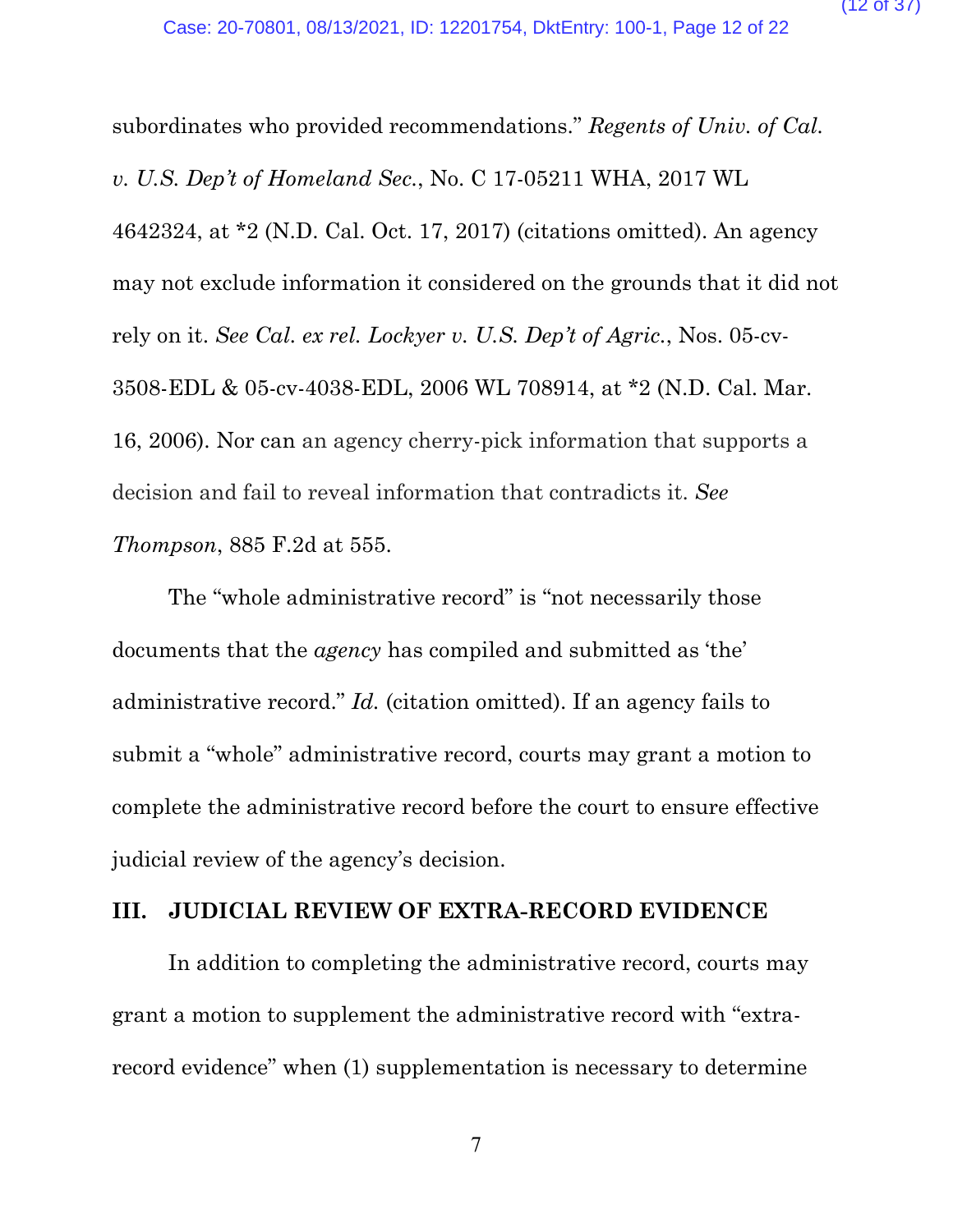subordinates who provided recommendations." *Regents of Univ. of Cal. v. U.S. Dep't of Homeland Sec.*, No. C 17-05211 WHA, 2017 WL 4642324, at *2 (N.D. Cal. Oct. 17, 2017) (citations omitted). An agency may not exclude information it considered on the grounds that it did not rely on it. *See Cal. ex rel. Lockyer v. U.S. Dep't of Agric.*, Nos. 05-cv-3508-EDL & 05-cv-4038-EDL, 2006 WL 708914, at *2 (N.D. Cal. Mar. 16, 2006). Nor can an agency cherry-pick information that supports a decision and fail to reveal information that contradicts it. *See Thompson*, 885 F.2d at 555.

The "whole administrative record" is "not necessarily those documents that the *agency* has compiled and submitted as 'the' administrative record." *Id.* (citation omitted). If an agency fails to submit a "whole" administrative record, courts may grant a motion to complete the administrative record before the court to ensure effective judicial review of the agency's decision.

## III. JUDICIAL REVIEW OF EXTRA-RECORD EVIDENCE

In addition to completing the administrative record, courts may grant a motion to supplement the administrative record with "extra-record evidence" when (1) supplementation is necessary to determine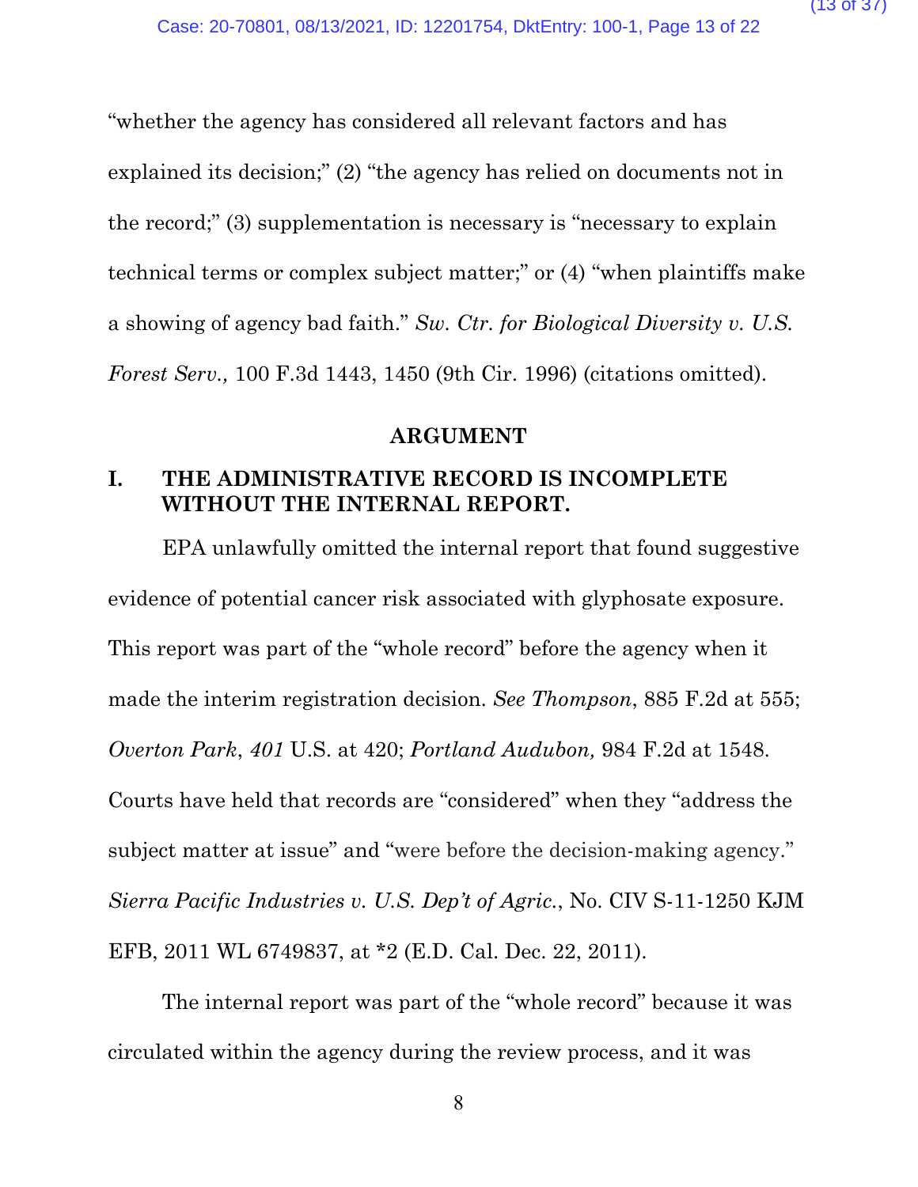"whether the agency has considered all relevant factors and has explained its decision;" (2) "the agency has relied on documents not in the record;" (3) supplementation is necessary is "necessary to explain technical terms or complex subject matter;" or (4) "when plaintiffs make a showing of agency bad faith." *Sw. Ctr. for Biological Diversity v. U.S. Forest Serv.,* 100 F.3d 1443, 1450 (9th Cir. 1996) (citations omitted).

## ARGUMENT

### I. THE ADMINISTRATIVE RECORD IS INCOMPLETE WITHOUT THE INTERNAL REPORT.

EPA unlawfully omitted the internal report that found suggestive evidence of potential cancer risk associated with glyphosate exposure. This report was part of the "whole record" before the agency when it made the interim registration decision. *See Thompson*, 885 F.2d at 555; *Overton Park*, *401* U.S. at 420; *Portland Audubon,* 984 F.2d at 1548. Courts have held that records are "considered" when they "address the subject matter at issue" and "were before the decision-making agency." *Sierra Pacific Industries v. U.S. Dep't of Agric.*, No. CIV S-11-1250 KJM EFB, 2011 WL 6749837, at \*2 (E.D. Cal. Dec. 22, 2011).

The internal report was part of the "whole record" because it was circulated within the agency during the review process, and it was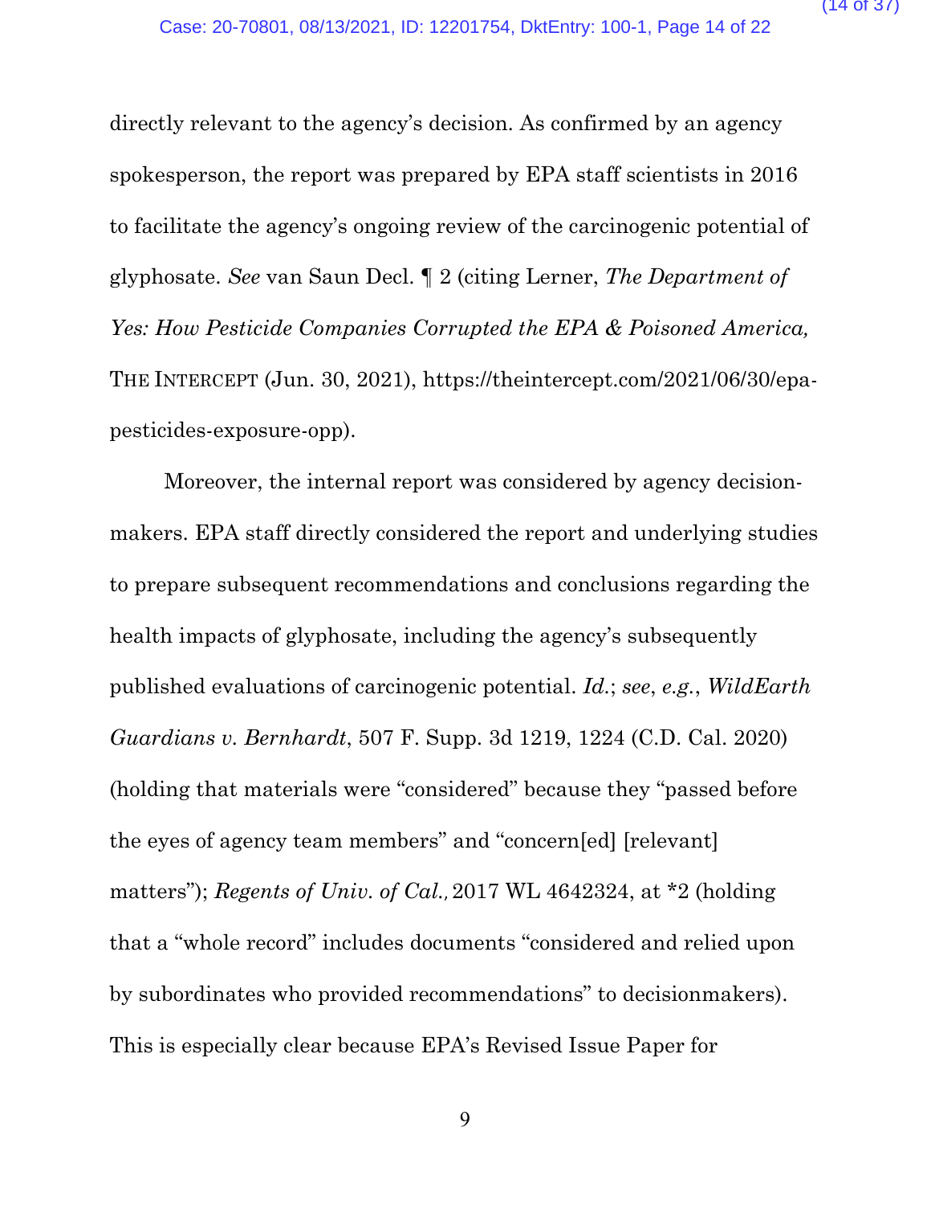directly relevant to the agency's decision. As confirmed by an agency spokesperson, the report was prepared by EPA staff scientists in 2016 to facilitate the agency's ongoing review of the carcinogenic potential of glyphosate. *See* van Saun Decl. ¶ 2 (citing Lerner, *The Department of Yes: How Pesticide Companies Corrupted the EPA & Poisoned America,* THE INTERCEPT (Jun. 30, 2021), https://theintercept.com/2021/06/30/epa-pesticides-exposure-opp).

Moreover, the internal report was considered by agency decision-makers. EPA staff directly considered the report and underlying studies to prepare subsequent recommendations and conclusions regarding the health impacts of glyphosate, including the agency's subsequently published evaluations of carcinogenic potential. *Id.*; *see*, *e.g.*, *WildEarth Guardians v. Bernhardt*, 507 F. Supp. 3d 1219, 1224 (C.D. Cal. 2020) (holding that materials were "considered" because they "passed before the eyes of agency team members" and "concern[ed] [relevant] matters"); *Regents of Univ. of Cal.,* 2017 WL 4642324, at *2 (holding that a "whole record" includes documents "considered and relied upon by subordinates who provided recommendations" to decisionmakers). This is especially clear because EPA's Revised Issue Paper for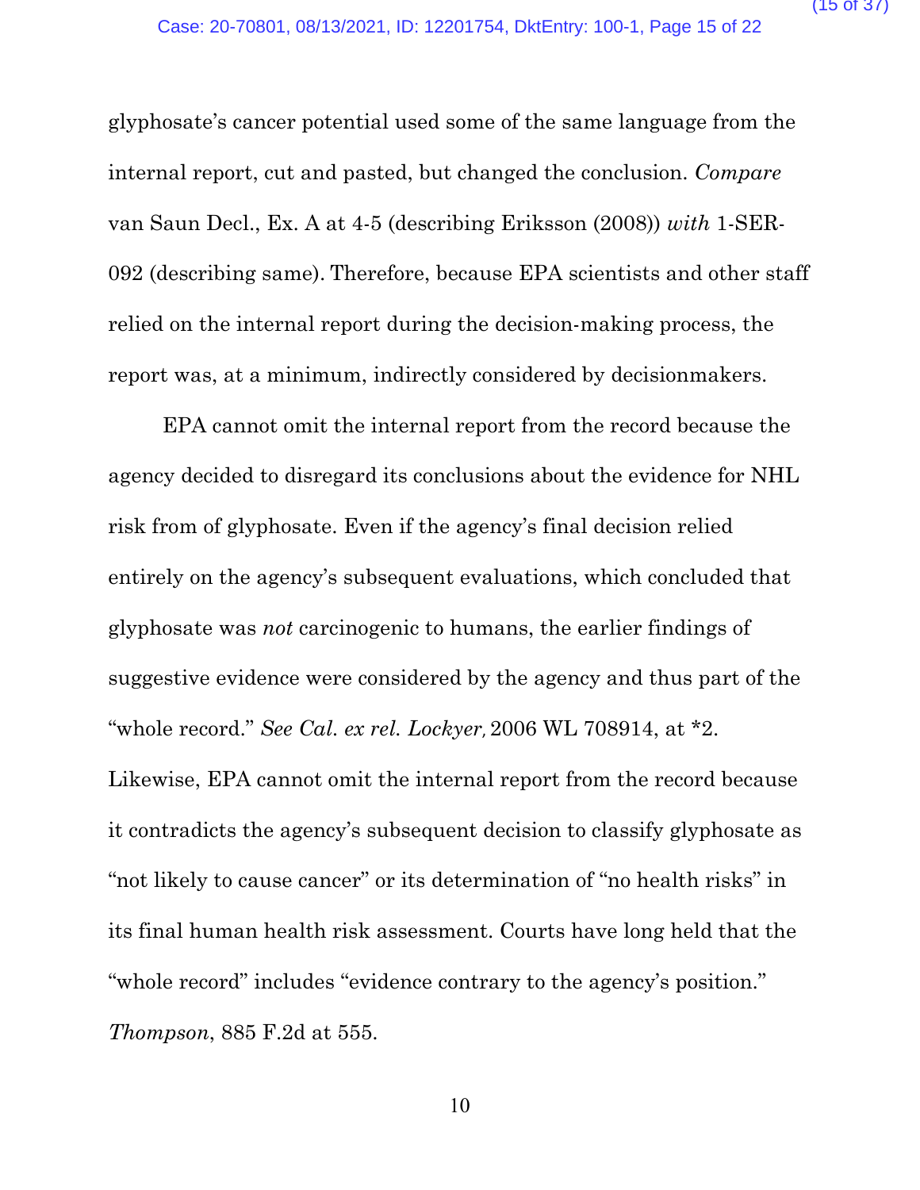glyphosate's cancer potential used some of the same language from the internal report, cut and pasted, but changed the conclusion. *Compare* van Saun Decl., Ex. A at 4-5 (describing Eriksson (2008)) *with* 1-SER-092 (describing same). Therefore, because EPA scientists and other staff relied on the internal report during the decision-making process, the report was, at a minimum, indirectly considered by decisionmakers.

EPA cannot omit the internal report from the record because the agency decided to disregard its conclusions about the evidence for NHL risk from of glyphosate. Even if the agency's final decision relied entirely on the agency's subsequent evaluations, which concluded that glyphosate was *not* carcinogenic to humans, the earlier findings of suggestive evidence were considered by the agency and thus part of the "whole record." *See Cal. ex rel. Lockyer,* 2006 WL 708914, at *2. Likewise, EPA cannot omit the internal report from the record because it contradicts the agency's subsequent decision to classify glyphosate as "not likely to cause cancer" or its determination of "no health risks" in its final human health risk assessment. Courts have long held that the "whole record" includes "evidence contrary to the agency's position." *Thompson*, 885 F.2d at 555.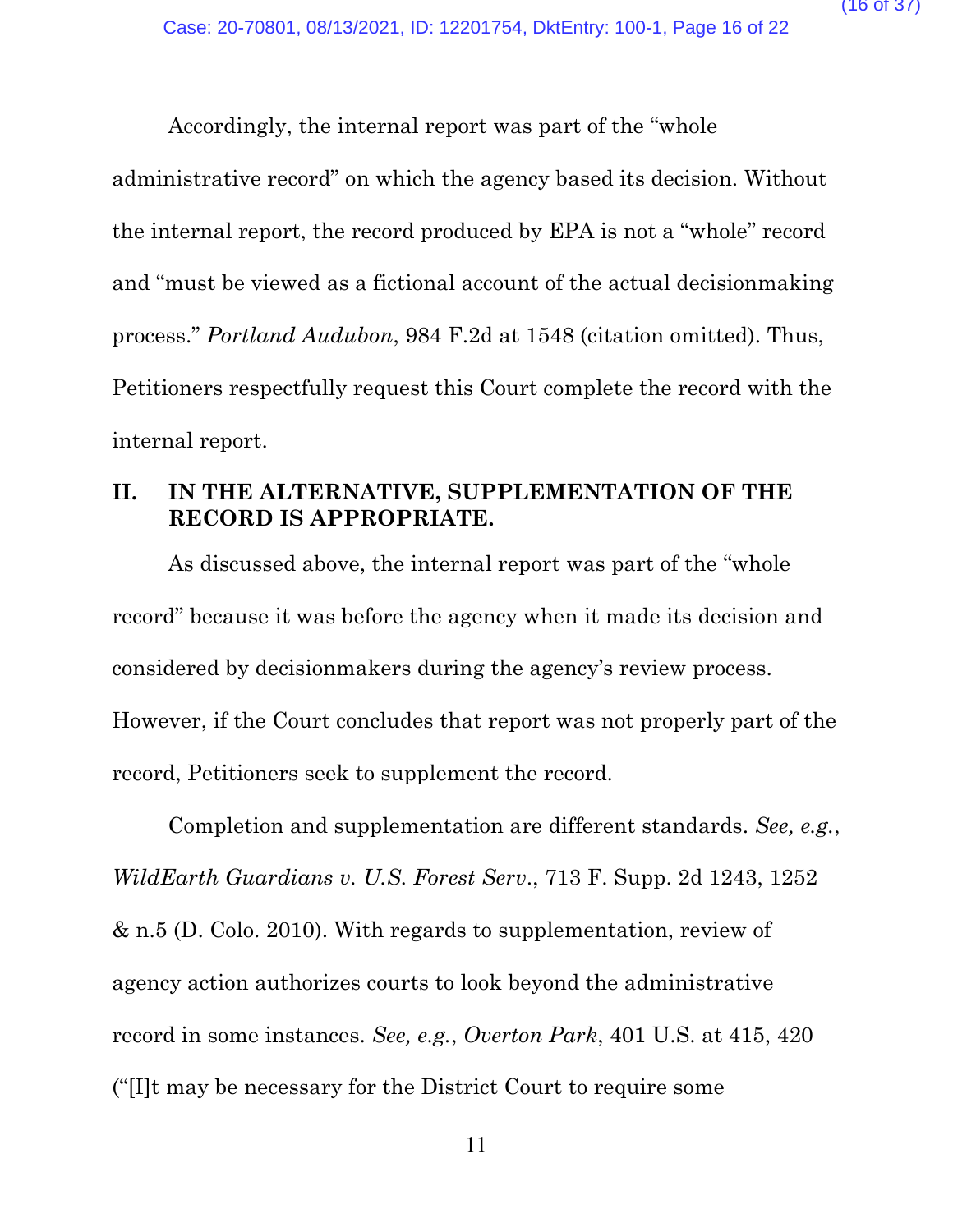Accordingly, the internal report was part of the "whole administrative record" on which the agency based its decision. Without the internal report, the record produced by EPA is not a "whole" record and "must be viewed as a fictional account of the actual decisionmaking process." *Portland Audubon*, 984 F.2d at 1548 (citation omitted). Thus, Petitioners respectfully request this Court complete the record with the internal report.

## II. IN THE ALTERNATIVE, SUPPLEMENTATION OF THE RECORD IS APPROPRIATE.

As discussed above, the internal report was part of the "whole record" because it was before the agency when it made its decision and considered by decisionmakers during the agency's review process. However, if the Court concludes that report was not properly part of the record, Petitioners seek to supplement the record.

Completion and supplementation are different standards. *See, e.g.*, *WildEarth Guardians v. U.S. Forest Serv.*, 713 F. Supp. 2d 1243, 1252 & n.5 (D. Colo. 2010). With regards to supplementation, review of agency action authorizes courts to look beyond the administrative record in some instances. *See, e.g.*, *Overton Park*, 401 U.S. at 415, 420 ("[I]t may be necessary for the District Court to require some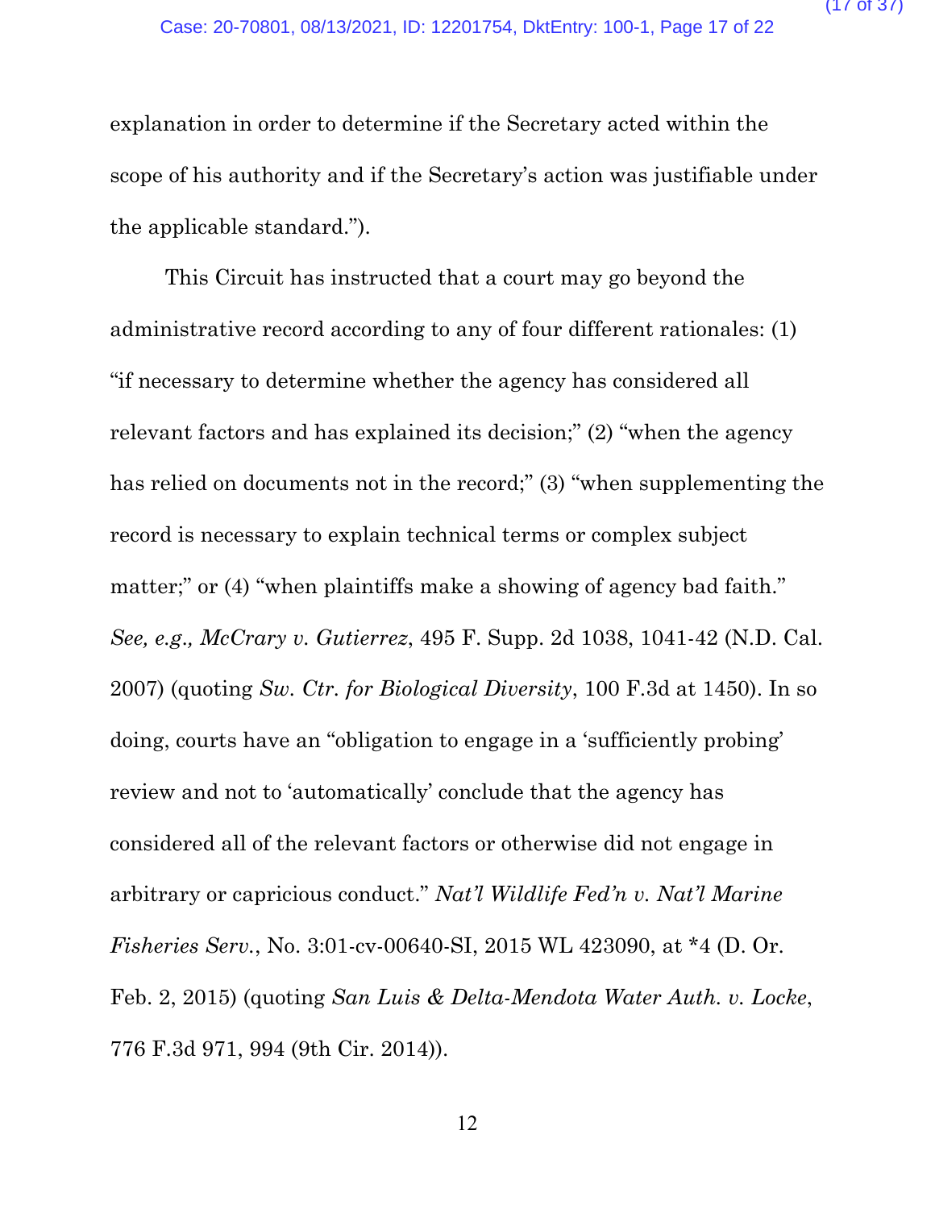explanation in order to determine if the Secretary acted within the scope of his authority and if the Secretary's action was justifiable under the applicable standard.").

This Circuit has instructed that a court may go beyond the administrative record according to any of four different rationales: (1) "if necessary to determine whether the agency has considered all relevant factors and has explained its decision;" (2) "when the agency has relied on documents not in the record;" (3) "when supplementing the record is necessary to explain technical terms or complex subject matter;" or (4) "when plaintiffs make a showing of agency bad faith." *See, e.g., McCrary v. Gutierrez*, 495 F. Supp. 2d 1038, 1041-42 (N.D. Cal. 2007) (quoting *Sw. Ctr. for Biological Diversity*, 100 F.3d at 1450). In so doing, courts have an "obligation to engage in a 'sufficiently probing' review and not to 'automatically' conclude that the agency has considered all of the relevant factors or otherwise did not engage in arbitrary or capricious conduct." *Nat'l Wildlife Fed'n v. Nat'l Marine Fisheries Serv.*, No. 3:01-cv-00640-SI, 2015 WL 423090, at *4 (D. Or. Feb. 2, 2015) (quoting *San Luis & Delta-Mendota Water Auth. v. Locke*, 776 F.3d 971, 994 (9th Cir. 2014)).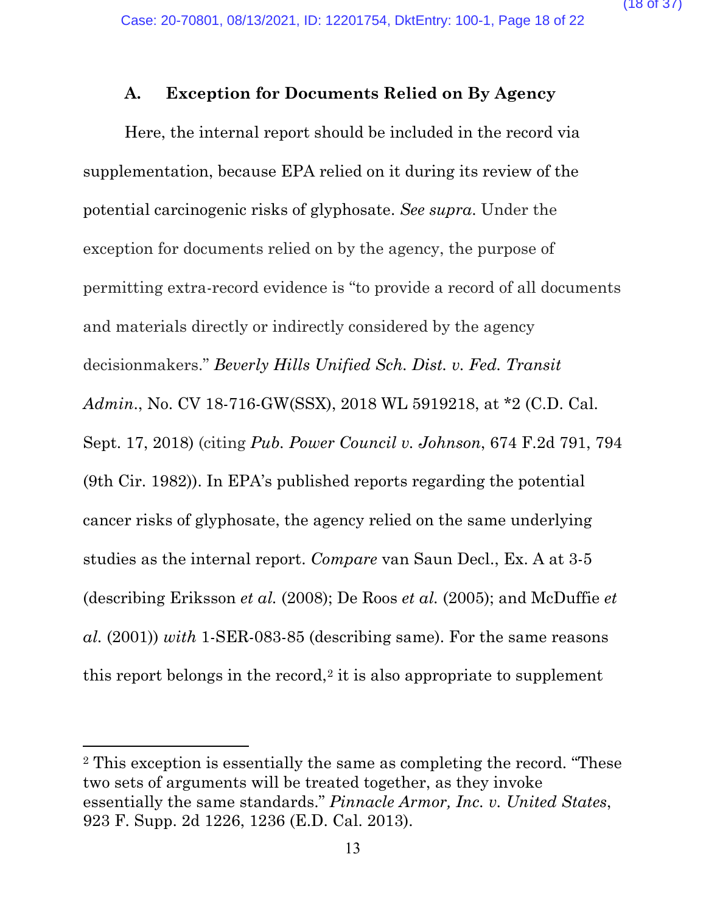### A. Exception for Documents Relied on By Agency

Here, the internal report should be included in the record via supplementation, because EPA relied on it during its review of the potential carcinogenic risks of glyphosate. *See supra*. Under the exception for documents relied on by the agency, the purpose of permitting extra-record evidence is "to provide a record of all documents and materials directly or indirectly considered by the agency decisionmakers." *Beverly Hills Unified Sch. Dist. v. Fed. Transit Admin.*, No. CV 18-716-GW(SSX), 2018 WL 5919218, at *2 (C.D. Cal. Sept. 17, 2018) (citing *Pub. Power Council v. Johnson*, 674 F.2d 791, 794 (9th Cir. 1982)). In EPA's published reports regarding the potential cancer risks of glyphosate, the agency relied on the same underlying studies as the internal report. *Compare* van Saun Decl., Ex. A at 3-5 (describing Eriksson *et al.* (2008); De Roos *et al.* (2005); and McDuffie *et al.* (2001)) *with* 1-SER-083-85 (describing same). For the same reasons this report belongs in the record,[2] it is also appropriate to supplement

---

[2] This exception is essentially the same as completing the record. "These two sets of arguments will be treated together, as they invoke essentially the same standards." *Pinnacle Armor, Inc. v. United States*, 923 F. Supp. 2d 1226, 1236 (E.D. Cal. 2013).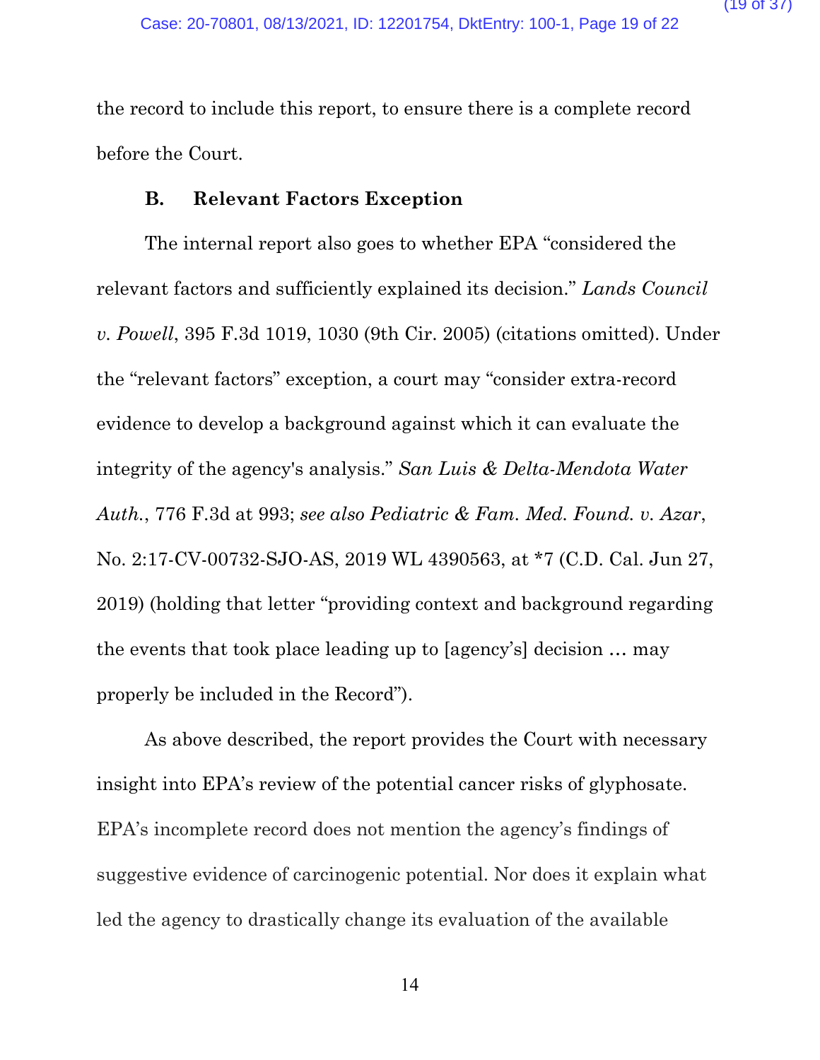the record to include this report, to ensure there is a complete record before the Court.

### B. Relevant Factors Exception

The internal report also goes to whether EPA "considered the relevant factors and sufficiently explained its decision." *Lands Council v. Powell*, 395 F.3d 1019, 1030 (9th Cir. 2005) (citations omitted). Under the "relevant factors" exception, a court may "consider extra-record evidence to develop a background against which it can evaluate the integrity of the agency's analysis." *San Luis & Delta-Mendota Water Auth.*, 776 F.3d at 993; *see also Pediatric & Fam. Med. Found. v. Azar*, No. 2:17-CV-00732-SJO-AS, 2019 WL 4390563, at *7 (C.D. Cal. Jun 27, 2019) (holding that letter "providing context and background regarding the events that took place leading up to [agency's] decision … may properly be included in the Record").

As above described, the report provides the Court with necessary insight into EPA's review of the potential cancer risks of glyphosate. EPA's incomplete record does not mention the agency's findings of suggestive evidence of carcinogenic potential. Nor does it explain what led the agency to drastically change its evaluation of the available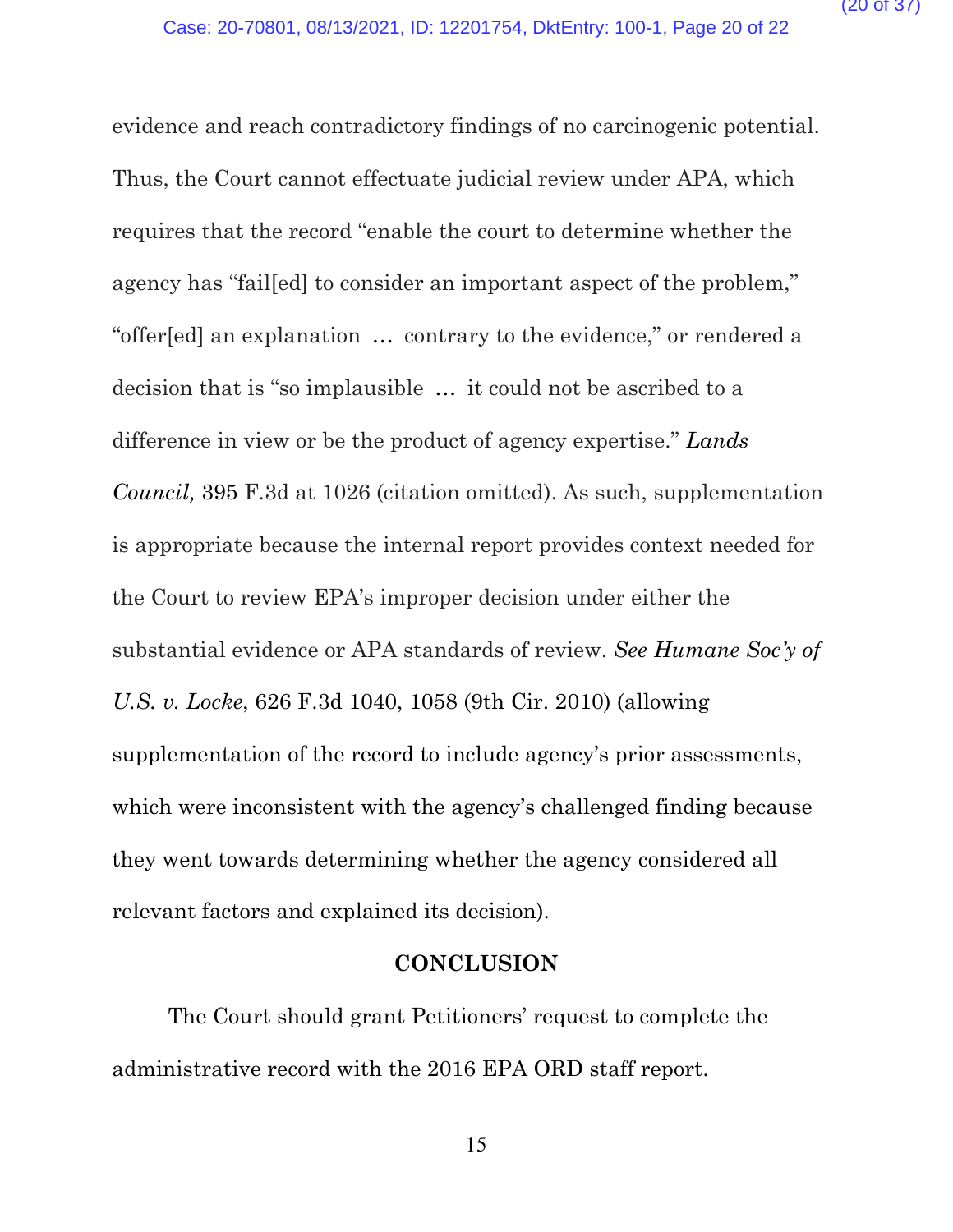evidence and reach contradictory findings of no carcinogenic potential. Thus, the Court cannot effectuate judicial review under APA, which requires that the record "enable the court to determine whether the agency has "fail[ed] to consider an important aspect of the problem," "offer[ed] an explanation … contrary to the evidence," or rendered a decision that is "so implausible … it could not be ascribed to a difference in view or be the product of agency expertise." *Lands Council,* 395 F.3d at 1026 (citation omitted). As such, supplementation is appropriate because the internal report provides context needed for the Court to review EPA's improper decision under either the substantial evidence or APA standards of review. *See Humane Soc'y of U.S. v. Locke*, 626 F.3d 1040, 1058 (9th Cir. 2010) (allowing supplementation of the record to include agency's prior assessments, which were inconsistent with the agency's challenged finding because they went towards determining whether the agency considered all relevant factors and explained its decision).

## CONCLUSION

The Court should grant Petitioners' request to complete the administrative record with the 2016 EPA ORD staff report.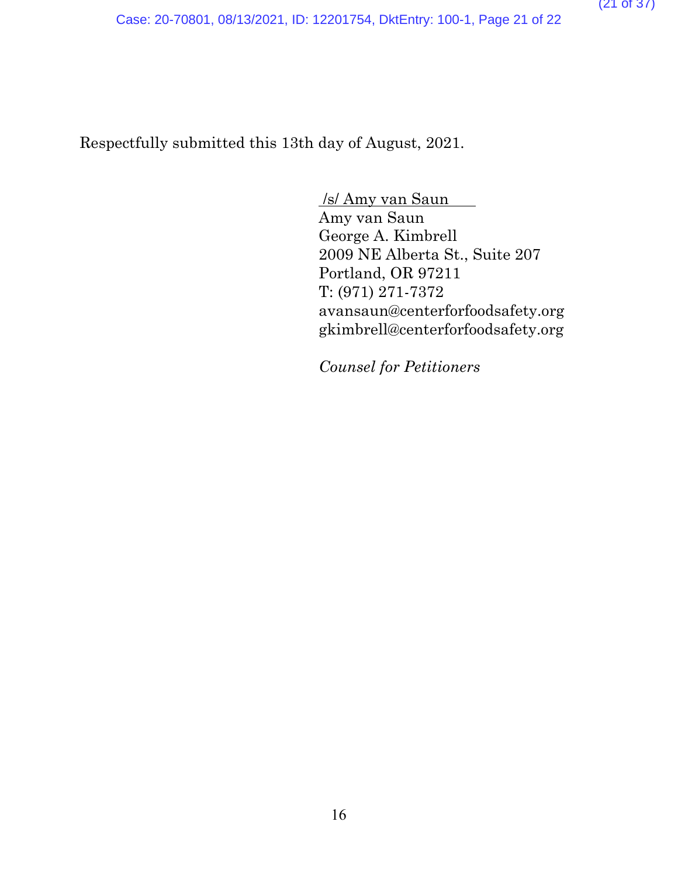Respectfully submitted this 13th day of August, 2021.

/s/ Amy van Saun
Amy van Saun
George A. Kimbrell
2009 NE Alberta St., Suite 207
Portland, OR 97211
T: (971) 271-7372
avansaun@centerforfoodsafety.org
gkimbrell@centerforfoodsafety.org

*Counsel for Petitioners*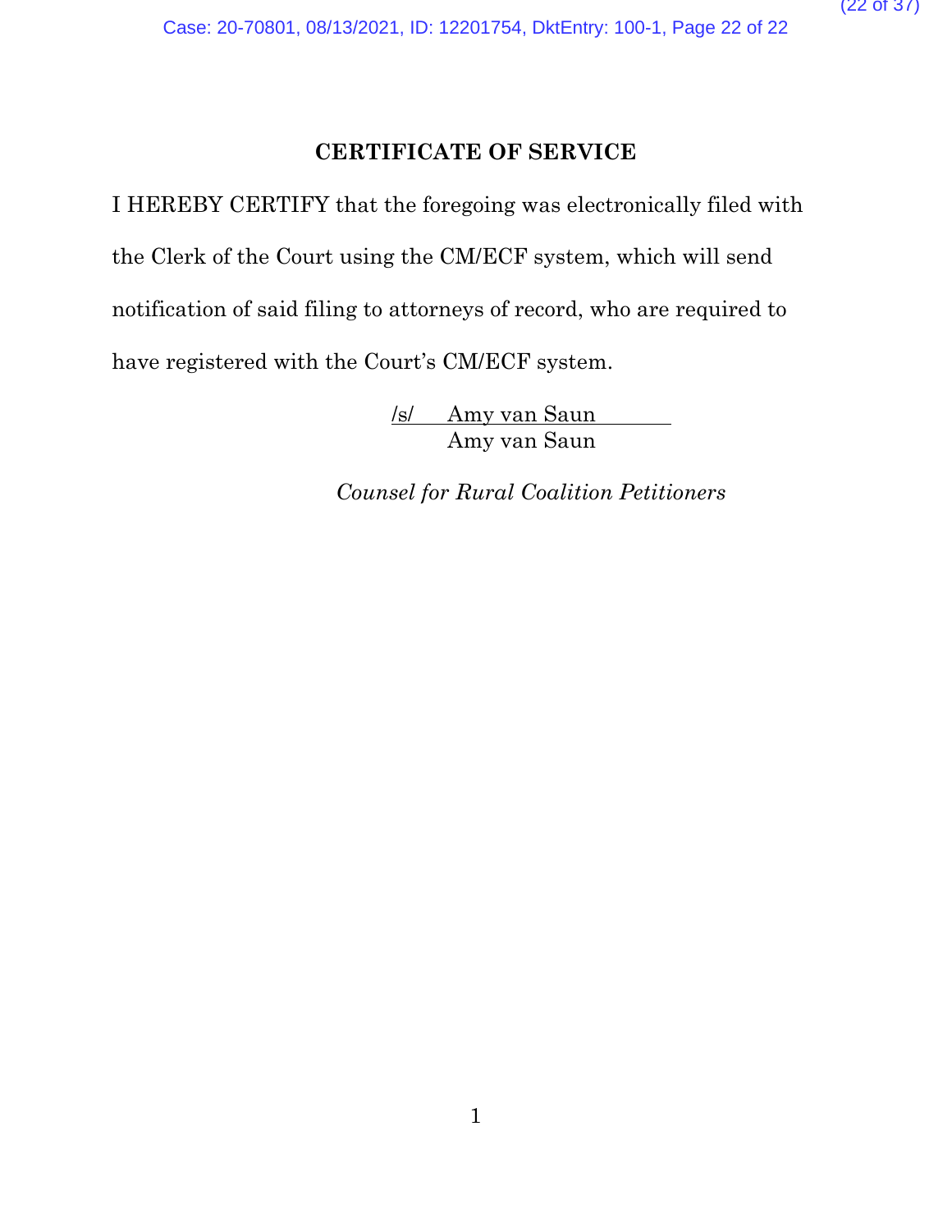## CERTIFICATE OF SERVICE

I HEREBY CERTIFY that the foregoing was electronically filed with the Clerk of the Court using the CM/ECF system, which will send notification of said filing to attorneys of record, who are required to have registered with the Court's CM/ECF system.

/s/ Amy van Saun
Amy van Saun

*Counsel for Rural Coalition Petitioners*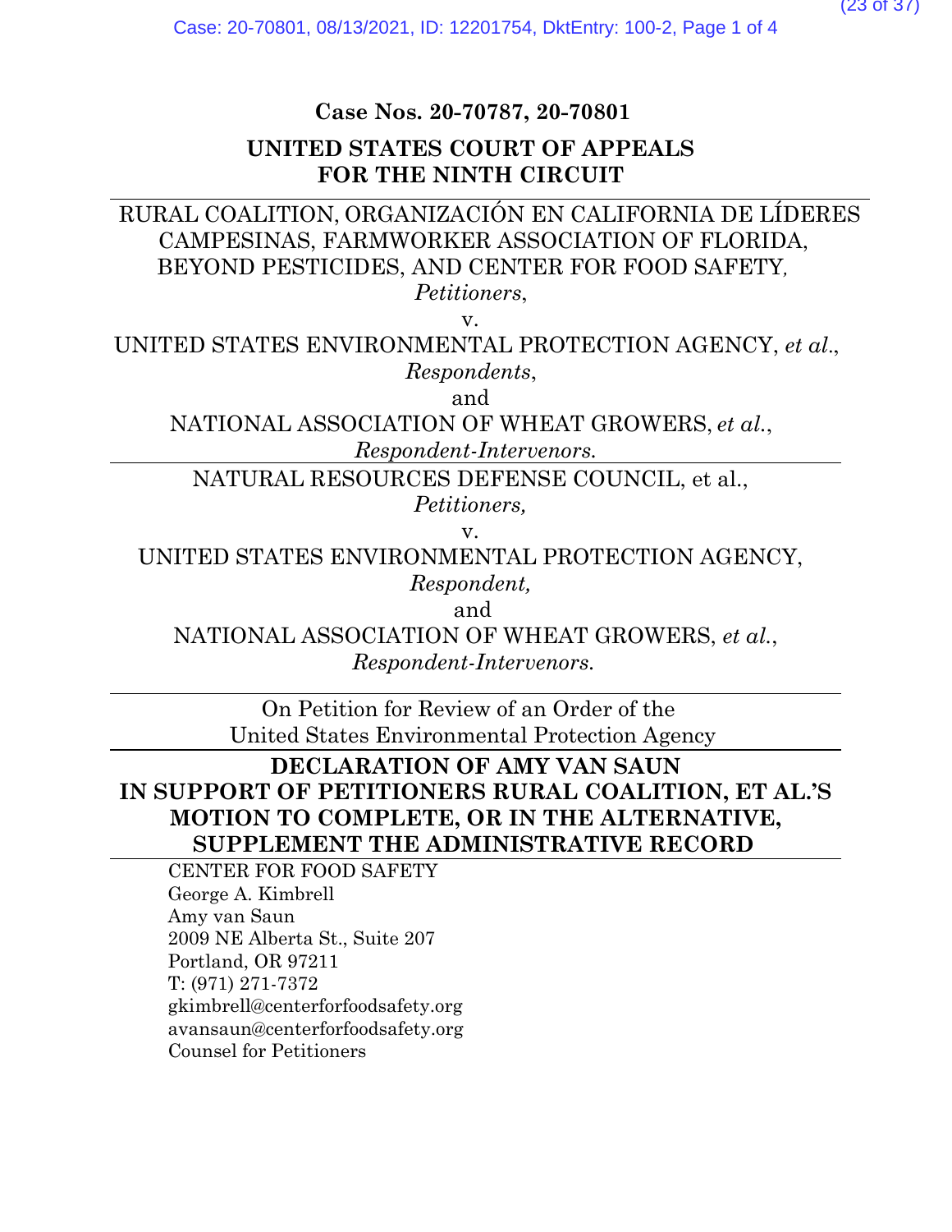**Case Nos. 20-70787, 20-70801**

**UNITED STATES COURT OF APPEALS**
**FOR THE NINTH CIRCUIT**

---

RURAL COALITION, ORGANIZACIÓN EN CALIFORNIA DE LÍDERES CAMPESINAS, FARMWORKER ASSOCIATION OF FLORIDA, BEYOND PESTICIDES, AND CENTER FOR FOOD SAFETY*,*
*Petitioners*,
v.
UNITED STATES ENVIRONMENTAL PROTECTION AGENCY, *et al*.,
*Respondents*,
and
NATIONAL ASSOCIATION OF WHEAT GROWERS, *et al.*,
*Respondent-Intervenors.*

---

NATURAL RESOURCES DEFENSE COUNCIL, et al.,
*Petitioners,*
v.
UNITED STATES ENVIRONMENTAL PROTECTION AGENCY,
*Respondent,*
and
NATIONAL ASSOCIATION OF WHEAT GROWERS, *et al.*,
*Respondent-Intervenors.*

---

On Petition for Review of an Order of the
United States Environmental Protection Agency

---

**DECLARATION OF AMY VAN SAUN IN SUPPORT OF PETITIONERS RURAL COALITION, ET AL.'S MOTION TO COMPLETE, OR IN THE ALTERNATIVE, SUPPLEMENT THE ADMINISTRATIVE RECORD**

---

CENTER FOR FOOD SAFETY
George A. Kimbrell
Amy van Saun
2009 NE Alberta St., Suite 207
Portland, OR 97211
T: (971) 271-7372
gkimbrell@centerforfoodsafety.org
avansaun@centerforfoodsafety.org
Counsel for Petitioners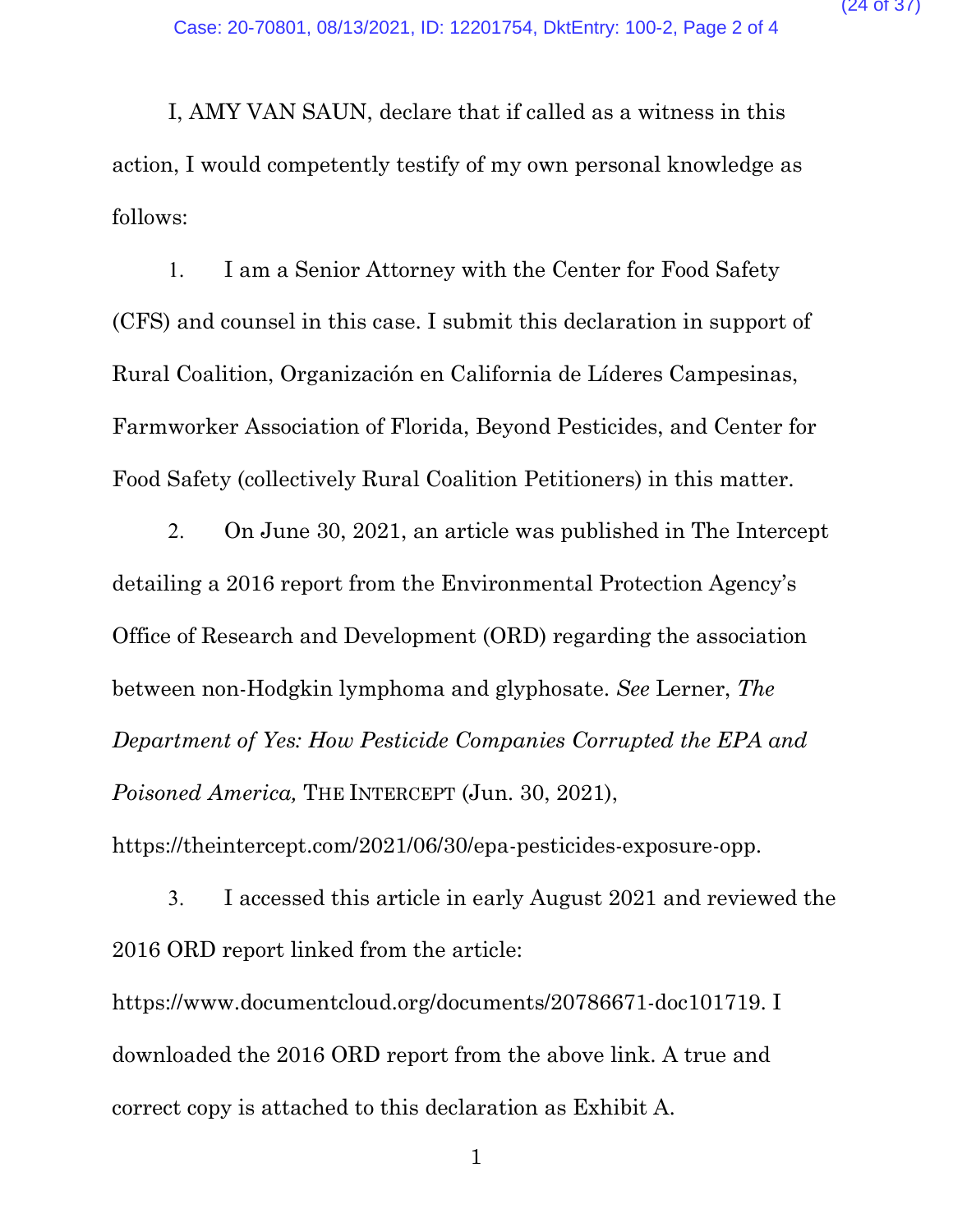I, AMY VAN SAUN, declare that if called as a witness in this action, I would competently testify of my own personal knowledge as follows:

1. I am a Senior Attorney with the Center for Food Safety (CFS) and counsel in this case. I submit this declaration in support of Rural Coalition, Organización en California de Líderes Campesinas, Farmworker Association of Florida, Beyond Pesticides, and Center for Food Safety (collectively Rural Coalition Petitioners) in this matter.

2. On June 30, 2021, an article was published in The Intercept detailing a 2016 report from the Environmental Protection Agency's Office of Research and Development (ORD) regarding the association between non-Hodgkin lymphoma and glyphosate. *See* Lerner, *The Department of Yes: How Pesticide Companies Corrupted the EPA and Poisoned America,* THE INTERCEPT (Jun. 30, 2021), https://theintercept.com/2021/06/30/epa-pesticides-exposure-opp.

3. I accessed this article in early August 2021 and reviewed the 2016 ORD report linked from the article: https://www.documentcloud.org/documents/20786671-doc101719. I downloaded the 2016 ORD report from the above link. A true and correct copy is attached to this declaration as Exhibit A.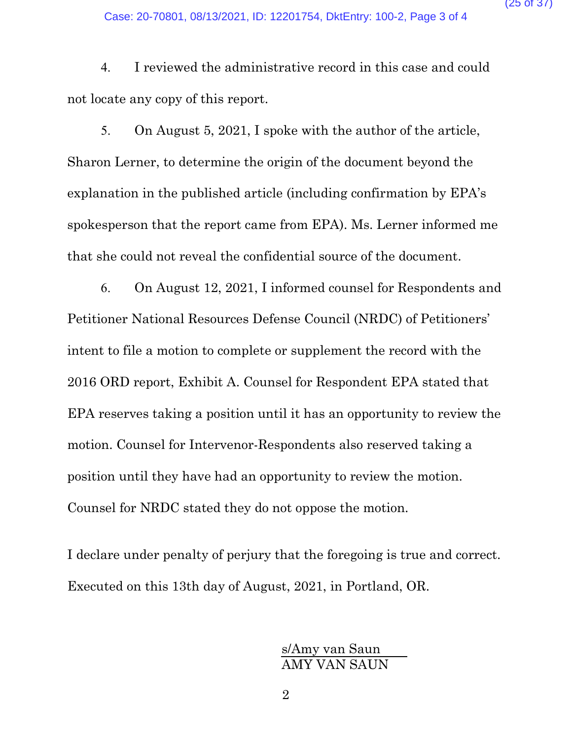4. I reviewed the administrative record in this case and could not locate any copy of this report.

5. On August 5, 2021, I spoke with the author of the article, Sharon Lerner, to determine the origin of the document beyond the explanation in the published article (including confirmation by EPA's spokesperson that the report came from EPA). Ms. Lerner informed me that she could not reveal the confidential source of the document.

6. On August 12, 2021, I informed counsel for Respondents and Petitioner National Resources Defense Council (NRDC) of Petitioners' intent to file a motion to complete or supplement the record with the 2016 ORD report, Exhibit A. Counsel for Respondent EPA stated that EPA reserves taking a position until it has an opportunity to review the motion. Counsel for Intervenor-Respondents also reserved taking a position until they have had an opportunity to review the motion. Counsel for NRDC stated they do not oppose the motion.

I declare under penalty of perjury that the foregoing is true and correct. Executed on this 13th day of August, 2021, in Portland, OR.

s/Amy van Saun
AMY VAN SAUN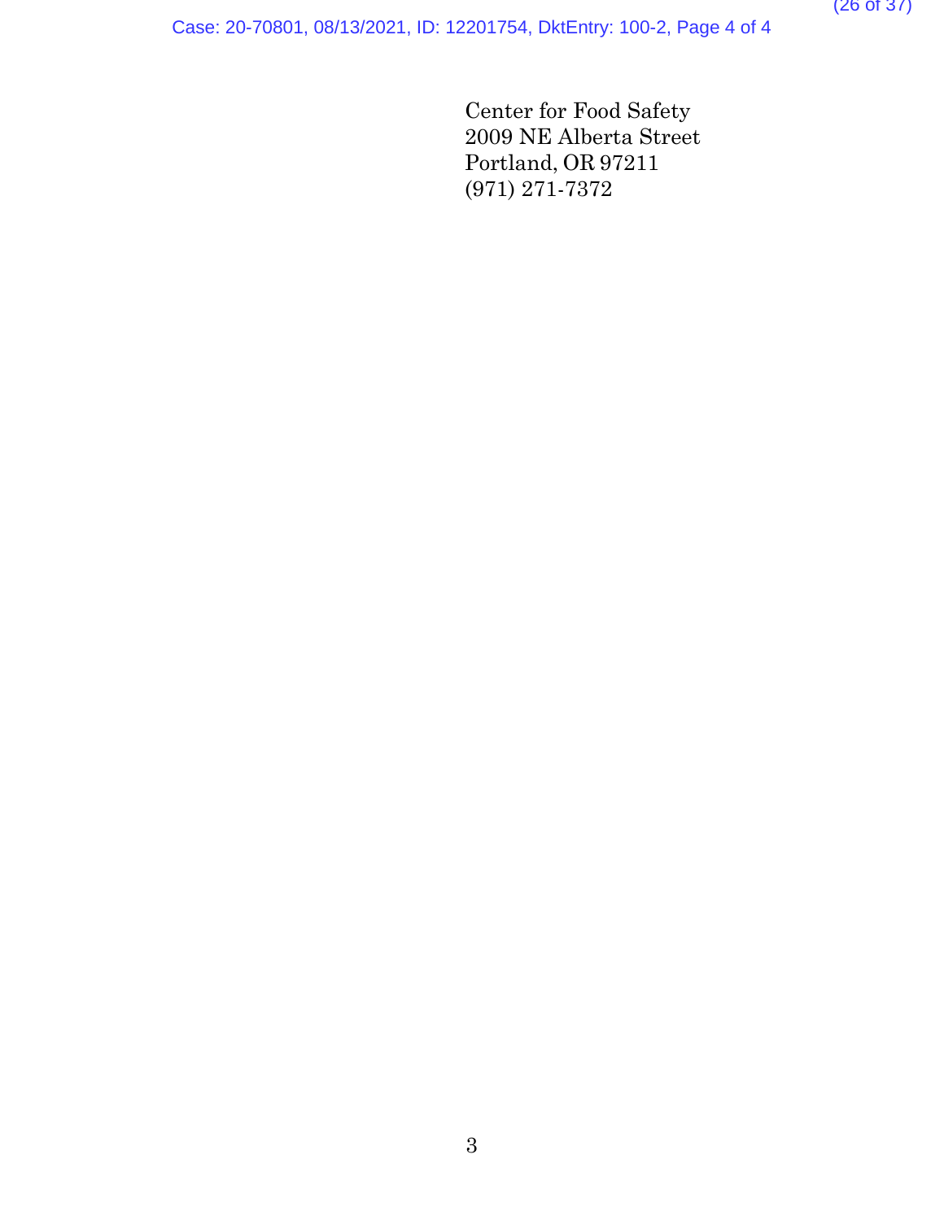Center for Food Safety
2009 NE Alberta Street
Portland, OR 97211
(971) 271-7372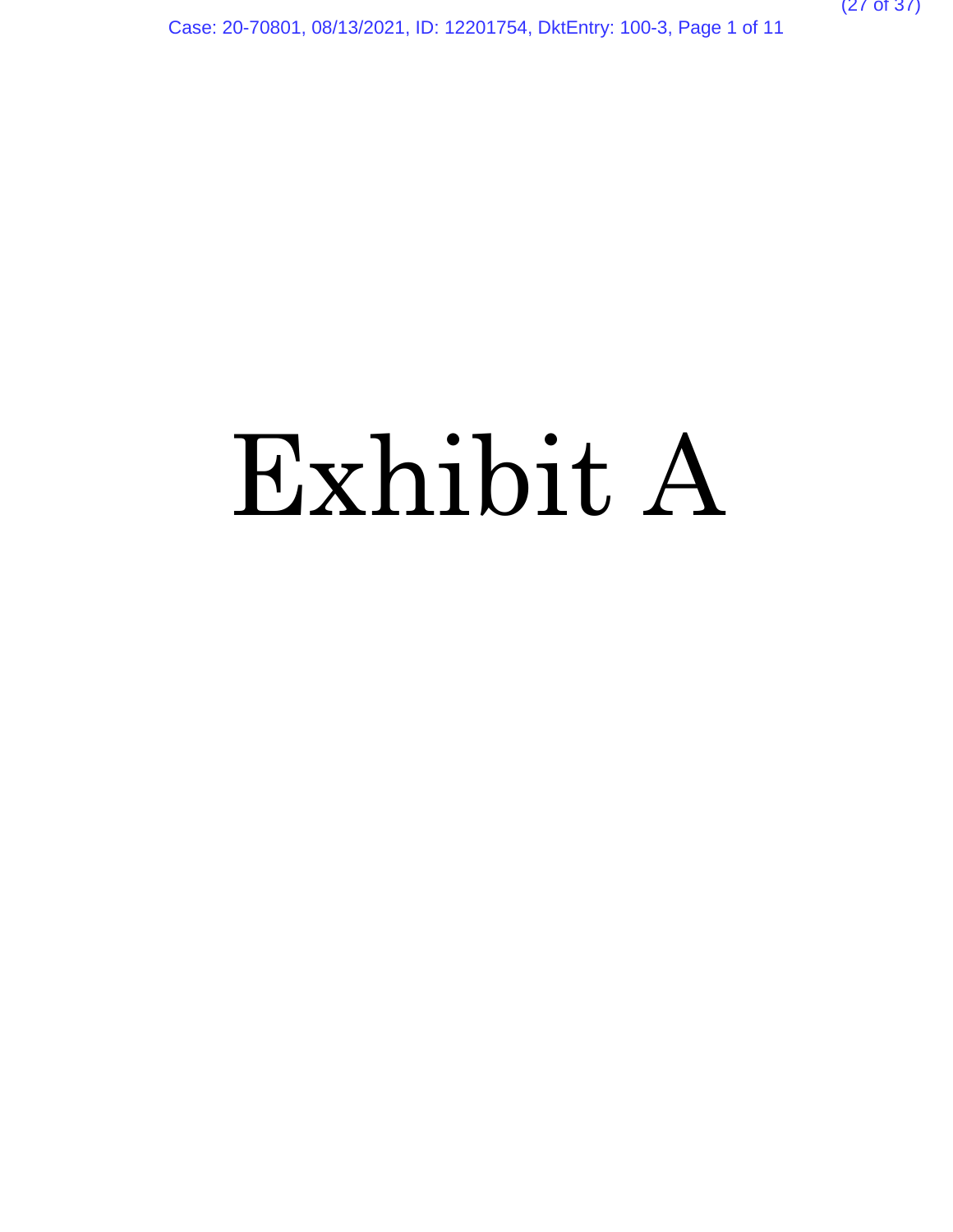# Exhibit A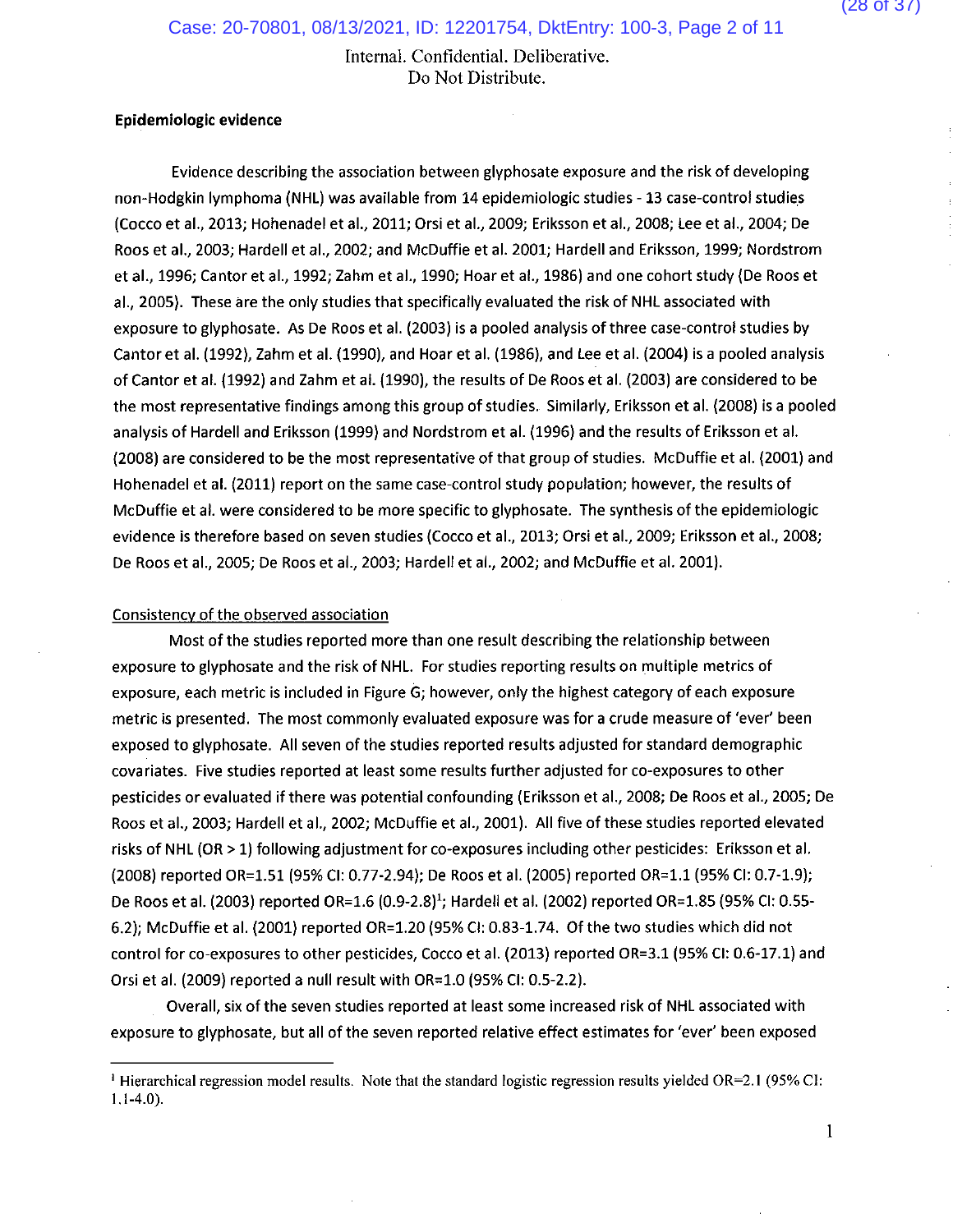Internal. Confidential. Deliberative.
Do Not Distribute.

**Epidemiologic evidence**

Evidence describing the association between glyphosate exposure and the risk of developing non-Hodgkin lymphoma (NHL) was available from 14 epidemiologic studies - 13 case-control studies (Cocco et al., 2013; Hohenadel et al., 2011; Orsi et al., 2009; Eriksson et al., 2008; Lee et al., 2004; De Roos et al., 2003; Hardell et al., 2002; and McDuffie et al. 2001; Hardell and Eriksson, 1999; Nordstrom et al., 1996; Cantor et al., 1992; Zahm et al., 1990; Hoar et al., 1986) and one cohort study (De Roos et al., 2005). These are the only studies that specifically evaluated the risk of NHL associated with exposure to glyphosate. As De Roos et al. (2003) is a pooled analysis of three case-control studies by Cantor et al. (1992), Zahm et al. (1990), and Hoar et al. (1986), and Lee et al. (2004) is a pooled analysis of Cantor et al. (1992) and Zahm et al. (1990), the results of De Roos et al. (2003) are considered to be the most representative findings among this group of studies. Similarly, Eriksson et al. (2008) is a pooled analysis of Hardell and Eriksson (1999) and Nordstrom et al. (1996) and the results of Eriksson et al. (2008) are considered to be the most representative of that group of studies. McDuffie et al. (2001) and Hohenadel et al. (2011) report on the same case-control study population; however, the results of McDuffie et al. were considered to be more specific to glyphosate. The synthesis of the epidemiologic evidence is therefore based on seven studies (Cocco et al., 2013; Orsi et al., 2009; Eriksson et al., 2008; De Roos et al., 2005; De Roos et al., 2003; Hardell et al., 2002; and McDuffie et al. 2001).

Consistency of the observed association

Most of the studies reported more than one result describing the relationship between exposure to glyphosate and the risk of NHL. For studies reporting results on multiple metrics of exposure, each metric is included in Figure G; however, only the highest category of each exposure metric is presented. The most commonly evaluated exposure was for a crude measure of 'ever' been exposed to glyphosate. All seven of the studies reported results adjusted for standard demographic covariates. Five studies reported at least some results further adjusted for co-exposures to other pesticides or evaluated if there was potential confounding (Eriksson et al., 2008; De Roos et al., 2005; De Roos et al., 2003; Hardell et al., 2002; McDuffie et al., 2001). All five of these studies reported elevated risks of NHL (OR > 1) following adjustment for co-exposures including other pesticides: Eriksson et al. (2008) reported OR=1.51 (95% CI: 0.77-2.94); De Roos et al. (2005) reported OR=1.1 (95% CI: 0.7-1.9); De Roos et al. (2003) reported OR=1.6 (0.9-2.8)[1]; Hardell et al. (2002) reported OR=1.85 (95% CI: 0.55-6.2); McDuffie et al. (2001) reported OR=1.20 (95% CI: 0.83-1.74. Of the two studies which did not control for co-exposures to other pesticides, Cocco et al. (2013) reported OR=3.1 (95% CI: 0.6-17.1) and Orsi et al. (2009) reported a null result with OR=1.0 (95% CI: 0.5-2.2).

Overall, six of the seven studies reported at least some increased risk of NHL associated with exposure to glyphosate, but all of the seven reported relative effect estimates for 'ever' been exposed

[1] Hierarchical regression model results. Note that the standard logistic regression results yielded OR=2.1 (95% CI: 1.1-4.0).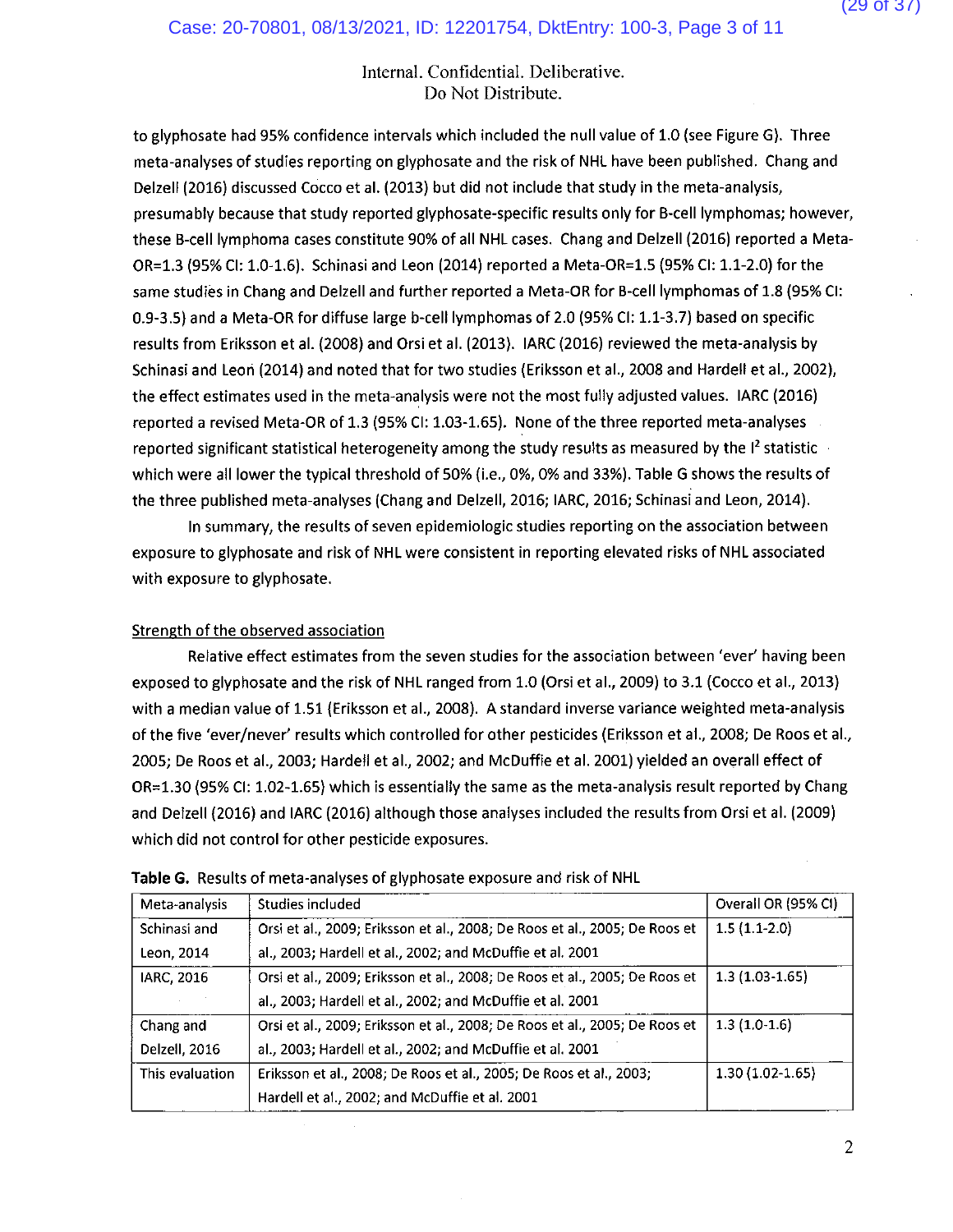Internal. Confidential. Deliberative.
Do Not Distribute.

to glyphosate had 95% confidence intervals which included the null value of 1.0 (see Figure G). Three meta-analyses of studies reporting on glyphosate and the risk of NHL have been published. Chang and Delzell (2016) discussed Cocco et al. (2013) but did not include that study in the meta-analysis, presumably because that study reported glyphosate-specific results only for B-cell lymphomas; however, these B-cell lymphoma cases constitute 90% of all NHL cases. Chang and Delzell (2016) reported a Meta-OR=1.3 (95% CI: 1.0-1.6). Schinasi and Leon (2014) reported a Meta-OR=1.5 (95% CI: 1.1-2.0) for the same studies in Chang and Delzell and further reported a Meta-OR for B-cell lymphomas of 1.8 (95% CI: 0.9-3.5) and a Meta-OR for diffuse large b-cell lymphomas of 2.0 (95% CI: 1.1-3.7) based on specific results from Eriksson et al. (2008) and Orsi et al. (2013). IARC (2016) reviewed the meta-analysis by Schinasi and Leon (2014) and noted that for two studies (Eriksson et al., 2008 and Hardell et al., 2002), the effect estimates used in the meta-analysis were not the most fully adjusted values. IARC (2016) reported a revised Meta-OR of 1.3 (95% CI: 1.03-1.65). None of the three reported meta-analyses reported significant statistical heterogeneity among the study results as measured by the $I^2$ statistic which were all lower the typical threshold of 50% (i.e., 0%, 0% and 33%). Table G shows the results of the three published meta-analyses (Chang and Delzell, 2016; IARC, 2016; Schinasi and Leon, 2014).

In summary, the results of seven epidemiologic studies reporting on the association between exposure to glyphosate and risk of NHL were consistent in reporting elevated risks of NHL associated with exposure to glyphosate.

Strength of the observed association

Relative effect estimates from the seven studies for the association between 'ever' having been exposed to glyphosate and the risk of NHL ranged from 1.0 (Orsi et al., 2009) to 3.1 (Cocco et al., 2013) with a median value of 1.51 (Eriksson et al., 2008). A standard inverse variance weighted meta-analysis of the five 'ever/never' results which controlled for other pesticides (Eriksson et al., 2008; De Roos et al., 2005; De Roos et al., 2003; Hardell et al., 2002; and McDuffie et al. 2001) yielded an overall effect of OR=1.30 (95% CI: 1.02-1.65) which is essentially the same as the meta-analysis result reported by Chang and Delzell (2016) and IARC (2016) although those analyses included the results from Orsi et al. (2009) which did not control for other pesticide exposures.

**Table G.** Results of meta-analyses of glyphosate exposure and risk of NHL

| Meta-analysis | Studies included | Overall OR (95% CI) |
|---|---|---|
| Schinasi and Leon, 2014 | Orsi et al., 2009; Eriksson et al., 2008; De Roos et al., 2005; De Roos et al., 2003; Hardell et al., 2002; and McDuffie et al. 2001 | 1.5 (1.1-2.0) |
| IARC, 2016 | Orsi et al., 2009; Eriksson et al., 2008; De Roos et al., 2005; De Roos et al., 2003; Hardell et al., 2002; and McDuffie et al. 2001 | 1.3 (1.03-1.65) |
| Chang and Delzell, 2016 | Orsi et al., 2009; Eriksson et al., 2008; De Roos et al., 2005; De Roos et al., 2003; Hardell et al., 2002; and McDuffie et al. 2001 | 1.3 (1.0-1.6) |
| This evaluation | Eriksson et al., 2008; De Roos et al., 2005; De Roos et al., 2003; Hardell et al., 2002; and McDuffie et al. 2001 | 1.30 (1.02-1.65) |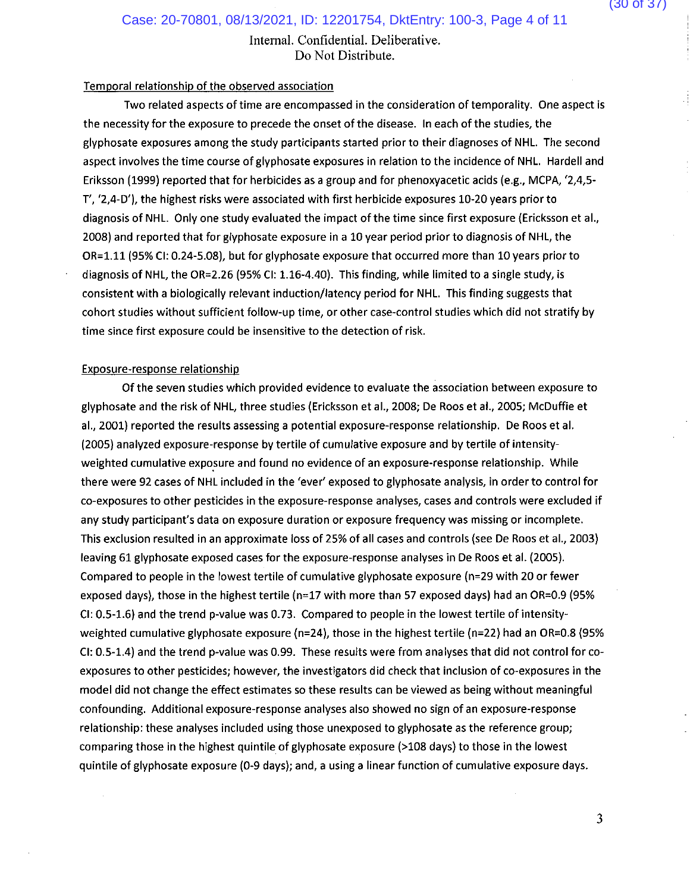Internal. Confidential. Deliberative.
Do Not Distribute.

Temporal relationship of the observed association

Two related aspects of time are encompassed in the consideration of temporality. One aspect is the necessity for the exposure to precede the onset of the disease. In each of the studies, the glyphosate exposures among the study participants started prior to their diagnoses of NHL. The second aspect involves the time course of glyphosate exposures in relation to the incidence of NHL. Hardell and Eriksson (1999) reported that for herbicides as a group and for phenoxyacetic acids (e.g., MCPA, '2,4,5-T', '2,4-D'), the highest risks were associated with first herbicide exposures 10-20 years prior to diagnosis of NHL. Only one study evaluated the impact of the time since first exposure (Ericksson et al., 2008) and reported that for glyphosate exposure in a 10 year period prior to diagnosis of NHL, the OR=1.11 (95% CI: 0.24-5.08), but for glyphosate exposure that occurred more than 10 years prior to diagnosis of NHL, the OR=2.26 (95% CI: 1.16-4.40). This finding, while limited to a single study, is consistent with a biologically relevant induction/latency period for NHL. This finding suggests that cohort studies without sufficient follow-up time, or other case-control studies which did not stratify by time since first exposure could be insensitive to the detection of risk.

Exposure-response relationship

Of the seven studies which provided evidence to evaluate the association between exposure to glyphosate and the risk of NHL, three studies (Ericksson et al., 2008; De Roos et al., 2005; McDuffie et al., 2001) reported the results assessing a potential exposure-response relationship. De Roos et al. (2005) analyzed exposure-response by tertile of cumulative exposure and by tertile of intensity-weighted cumulative exposure and found no evidence of an exposure-response relationship. While there were 92 cases of NHL included in the 'ever' exposed to glyphosate analysis, in order to control for co-exposures to other pesticides in the exposure-response analyses, cases and controls were excluded if any study participant's data on exposure duration or exposure frequency was missing or incomplete. This exclusion resulted in an approximate loss of 25% of all cases and controls (see De Roos et al., 2003) leaving 61 glyphosate exposed cases for the exposure-response analyses in De Roos et al. (2005). Compared to people in the lowest tertile of cumulative glyphosate exposure (n=29 with 20 or fewer exposed days), those in the highest tertile (n=17 with more than 57 exposed days) had an OR=0.9 (95% CI: 0.5-1.6) and the trend p-value was 0.73. Compared to people in the lowest tertile of intensity-weighted cumulative glyphosate exposure (n=24), those in the highest tertile (n=22) had an OR=0.8 (95% CI: 0.5-1.4) and the trend p-value was 0.99. These results were from analyses that did not control for co-exposures to other pesticides; however, the investigators did check that inclusion of co-exposures in the model did not change the effect estimates so these results can be viewed as being without meaningful confounding. Additional exposure-response analyses also showed no sign of an exposure-response relationship: these analyses included using those unexposed to glyphosate as the reference group; comparing those in the highest quintile of glyphosate exposure (>108 days) to those in the lowest quintile of glyphosate exposure (0-9 days); and, a using a linear function of cumulative exposure days.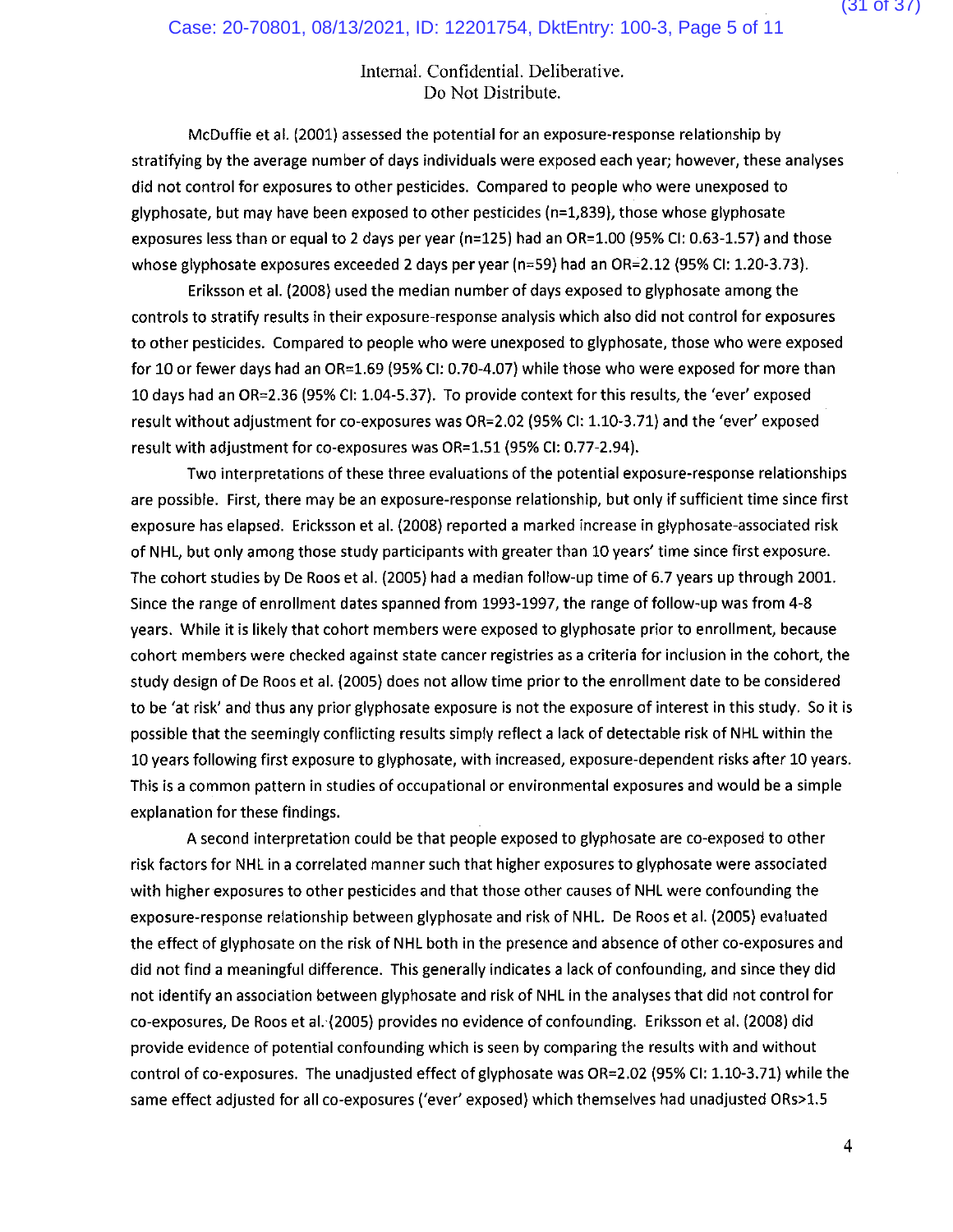Internal. Confidential. Deliberative.
Do Not Distribute.

McDuffie et al. (2001) assessed the potential for an exposure-response relationship by stratifying by the average number of days individuals were exposed each year; however, these analyses did not control for exposures to other pesticides. Compared to people who were unexposed to glyphosate, but may have been exposed to other pesticides (n=1,839), those whose glyphosate exposures less than or equal to 2 days per year (n=125) had an OR=1.00 (95% CI: 0.63-1.57) and those whose glyphosate exposures exceeded 2 days per year (n=59) had an OR=2.12 (95% CI: 1.20-3.73).

Eriksson et al. (2008) used the median number of days exposed to glyphosate among the controls to stratify results in their exposure-response analysis which also did not control for exposures to other pesticides. Compared to people who were unexposed to glyphosate, those who were exposed for 10 or fewer days had an OR=1.69 (95% CI: 0.70-4.07) while those who were exposed for more than 10 days had an OR=2.36 (95% CI: 1.04-5.37). To provide context for this results, the 'ever' exposed result without adjustment for co-exposures was OR=2.02 (95% CI: 1.10-3.71) and the 'ever' exposed result with adjustment for co-exposures was OR=1.51 (95% CI: 0.77-2.94).

Two interpretations of these three evaluations of the potential exposure-response relationships are possible. First, there may be an exposure-response relationship, but only if sufficient time since first exposure has elapsed. Ericksson et al. (2008) reported a marked increase in glyphosate-associated risk of NHL, but only among those study participants with greater than 10 years' time since first exposure. The cohort studies by De Roos et al. (2005) had a median follow-up time of 6.7 years up through 2001. Since the range of enrollment dates spanned from 1993-1997, the range of follow-up was from 4-8 years. While it is likely that cohort members were exposed to glyphosate prior to enrollment, because cohort members were checked against state cancer registries as a criteria for inclusion in the cohort, the study design of De Roos et al. (2005) does not allow time prior to the enrollment date to be considered to be 'at risk' and thus any prior glyphosate exposure is not the exposure of interest in this study. So it is possible that the seemingly conflicting results simply reflect a lack of detectable risk of NHL within the 10 years following first exposure to glyphosate, with increased, exposure-dependent risks after 10 years. This is a common pattern in studies of occupational or environmental exposures and would be a simple explanation for these findings.

A second interpretation could be that people exposed to glyphosate are co-exposed to other risk factors for NHL in a correlated manner such that higher exposures to glyphosate were associated with higher exposures to other pesticides and that those other causes of NHL were confounding the exposure-response relationship between glyphosate and risk of NHL. De Roos et al. (2005) evaluated the effect of glyphosate on the risk of NHL both in the presence and absence of other co-exposures and did not find a meaningful difference. This generally indicates a lack of confounding, and since they did not identify an association between glyphosate and risk of NHL in the analyses that did not control for co-exposures, De Roos et al. (2005) provides no evidence of confounding. Eriksson et al. (2008) did provide evidence of potential confounding which is seen by comparing the results with and without control of co-exposures. The unadjusted effect of glyphosate was OR=2.02 (95% CI: 1.10-3.71) while the same effect adjusted for all co-exposures ('ever' exposed) which themselves had unadjusted ORs>1.5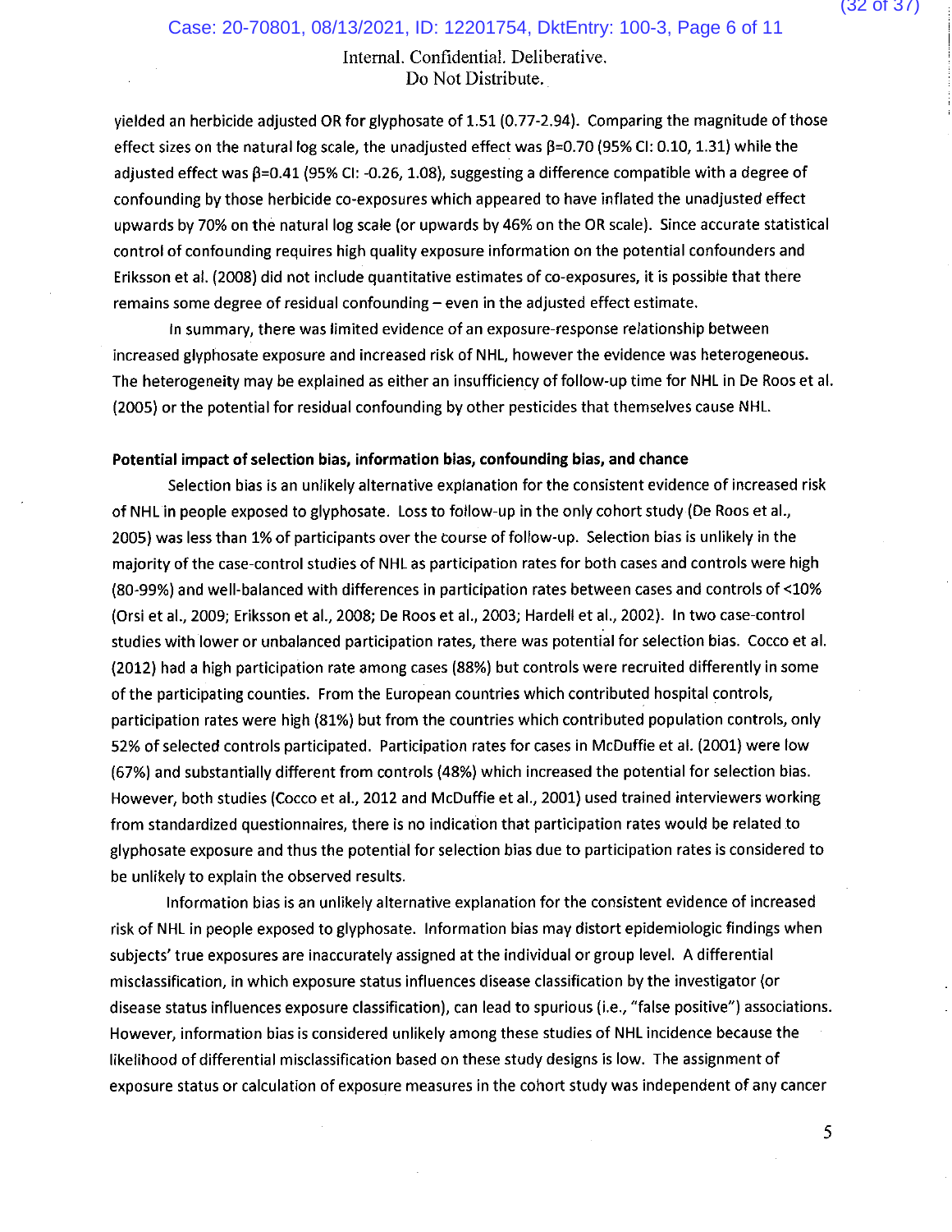Internal. Confidential. Deliberative.
Do Not Distribute.

yielded an herbicide adjusted OR for glyphosate of 1.51 (0.77-2.94). Comparing the magnitude of those effect sizes on the natural log scale, the unadjusted effect was $\beta$=0.70 (95% CI: 0.10, 1.31) while the adjusted effect was $\beta$=0.41 (95% CI: -0.26, 1.08), suggesting a difference compatible with a degree of confounding by those herbicide co-exposures which appeared to have inflated the unadjusted effect upwards by 70% on the natural log scale (or upwards by 46% on the OR scale). Since accurate statistical control of confounding requires high quality exposure information on the potential confounders and Eriksson et al. (2008) did not include quantitative estimates of co-exposures, it is possible that there remains some degree of residual confounding – even in the adjusted effect estimate.

In summary, there was limited evidence of an exposure-response relationship between increased glyphosate exposure and increased risk of NHL, however the evidence was heterogeneous. The heterogeneity may be explained as either an insufficiency of follow-up time for NHL in De Roos et al. (2005) or the potential for residual confounding by other pesticides that themselves cause NHL.

**Potential impact of selection bias, information bias, confounding bias, and chance**

Selection bias is an unlikely alternative explanation for the consistent evidence of increased risk of NHL in people exposed to glyphosate. Loss to follow-up in the only cohort study (De Roos et al., 2005) was less than 1% of participants over the course of follow-up. Selection bias is unlikely in the majority of the case-control studies of NHL as participation rates for both cases and controls were high (80-99%) and well-balanced with differences in participation rates between cases and controls of <10% (Orsi et al., 2009; Eriksson et al., 2008; De Roos et al., 2003; Hardell et al., 2002). In two case-control studies with lower or unbalanced participation rates, there was potential for selection bias. Cocco et al. (2012) had a high participation rate among cases (88%) but controls were recruited differently in some of the participating counties. From the European countries which contributed hospital controls, participation rates were high (81%) but from the countries which contributed population controls, only 52% of selected controls participated. Participation rates for cases in McDuffie et al. (2001) were low (67%) and substantially different from controls (48%) which increased the potential for selection bias. However, both studies (Cocco et al., 2012 and McDuffie et al., 2001) used trained interviewers working from standardized questionnaires, there is no indication that participation rates would be related to glyphosate exposure and thus the potential for selection bias due to participation rates is considered to be unlikely to explain the observed results.

Information bias is an unlikely alternative explanation for the consistent evidence of increased risk of NHL in people exposed to glyphosate. Information bias may distort epidemiologic findings when subjects' true exposures are inaccurately assigned at the individual or group level. A differential misclassification, in which exposure status influences disease classification by the investigator (or disease status influences exposure classification), can lead to spurious (i.e., "false positive") associations. However, information bias is considered unlikely among these studies of NHL incidence because the likelihood of differential misclassification based on these study designs is low. The assignment of exposure status or calculation of exposure measures in the cohort study was independent of any cancer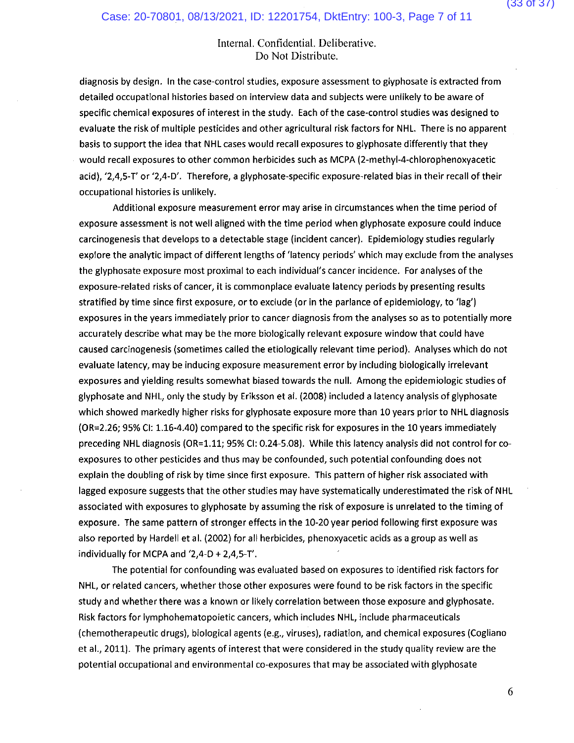Internal. Confidential. Deliberative.
Do Not Distribute.

diagnosis by design. In the case-control studies, exposure assessment to glyphosate is extracted from detailed occupational histories based on interview data and subjects were unlikely to be aware of specific chemical exposures of interest in the study. Each of the case-control studies was designed to evaluate the risk of multiple pesticides and other agricultural risk factors for NHL. There is no apparent basis to support the idea that NHL cases would recall exposures to glyphosate differently that they would recall exposures to other common herbicides such as MCPA (2-methyl-4-chlorophenoxyacetic acid), '2,4,5-T' or '2,4-D'. Therefore, a glyphosate-specific exposure-related bias in their recall of their occupational histories is unlikely.

Additional exposure measurement error may arise in circumstances when the time period of exposure assessment is not well aligned with the time period when glyphosate exposure could induce carcinogenesis that develops to a detectable stage (incident cancer). Epidemiology studies regularly explore the analytic impact of different lengths of 'latency periods' which may exclude from the analyses the glyphosate exposure most proximal to each individual's cancer incidence. For analyses of the exposure-related risks of cancer, it is commonplace evaluate latency periods by presenting results stratified by time since first exposure, or to exclude (or in the parlance of epidemiology, to 'lag') exposures in the years immediately prior to cancer diagnosis from the analyses so as to potentially more accurately describe what may be the more biologically relevant exposure window that could have caused carcinogenesis (sometimes called the etiologically relevant time period). Analyses which do not evaluate latency, may be inducing exposure measurement error by including biologically irrelevant exposures and yielding results somewhat biased towards the null. Among the epidemiologic studies of glyphosate and NHL, only the study by Eriksson et al. (2008) included a latency analysis of glyphosate which showed markedly higher risks for glyphosate exposure more than 10 years prior to NHL diagnosis (OR=2.26; 95% CI: 1.16-4.40) compared to the specific risk for exposures in the 10 years immediately preceding NHL diagnosis (OR=1.11; 95% CI: 0.24-5.08). While this latency analysis did not control for co-exposures to other pesticides and thus may be confounded, such potential confounding does not explain the doubling of risk by time since first exposure. This pattern of higher risk associated with lagged exposure suggests that the other studies may have systematically underestimated the risk of NHL associated with exposures to glyphosate by assuming the risk of exposure is unrelated to the timing of exposure. The same pattern of stronger effects in the 10-20 year period following first exposure was also reported by Hardell et al. (2002) for all herbicides, phenoxyacetic acids as a group as well as individually for MCPA and '2,4-D + 2,4,5-T'.

The potential for confounding was evaluated based on exposures to identified risk factors for NHL, or related cancers, whether those other exposures were found to be risk factors in the specific study and whether there was a known or likely correlation between those exposure and glyphosate. Risk factors for lymphohematopoietic cancers, which includes NHL, include pharmaceuticals (chemotherapeutic drugs), biological agents (e.g., viruses), radiation, and chemical exposures (Cogliano et al., 2011). The primary agents of interest that were considered in the study quality review are the potential occupational and environmental co-exposures that may be associated with glyphosate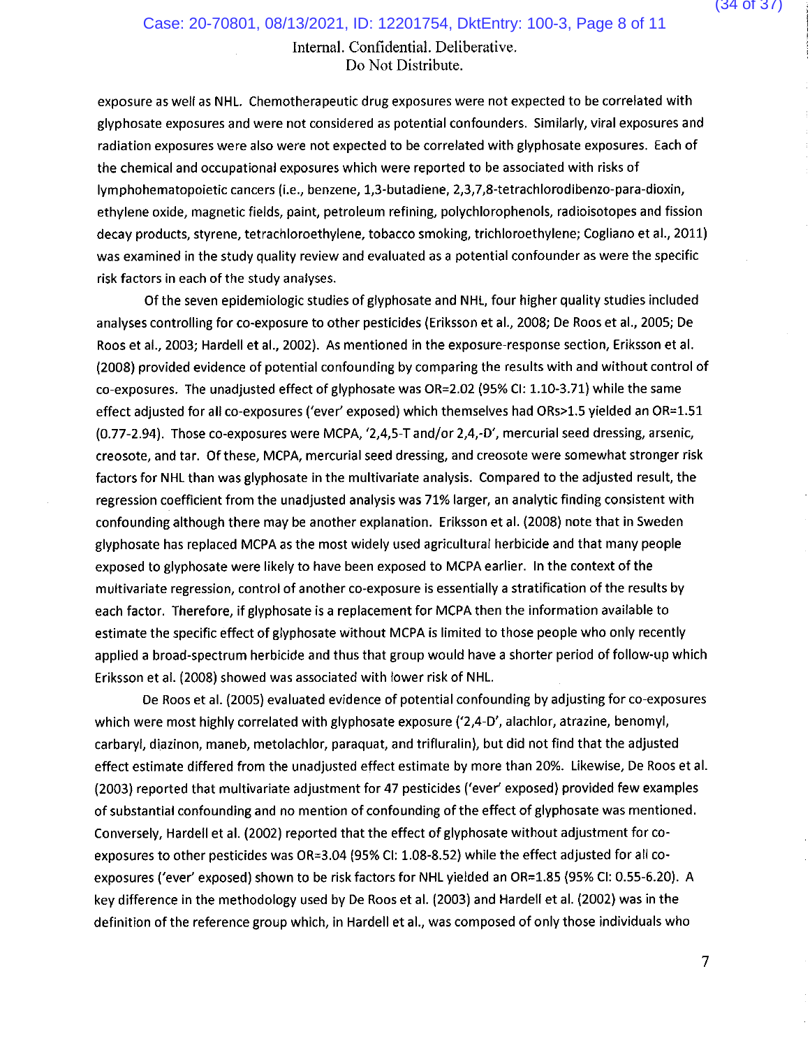exposure as well as NHL. Chemotherapeutic drug exposures were not expected to be correlated with glyphosate exposures and were not considered as potential confounders. Similarly, viral exposures and radiation exposures were also were not expected to be correlated with glyphosate exposures. Each of the chemical and occupational exposures which were reported to be associated with risks of lymphohematopoietic cancers (i.e., benzene, 1,3-butadiene, 2,3,7,8-tetrachlorodibenzo-para-dioxin, ethylene oxide, magnetic fields, paint, petroleum refining, polychlorophenols, radioisotopes and fission decay products, styrene, tetrachloroethylene, tobacco smoking, trichloroethylene; Cogliano et al., 2011) was examined in the study quality review and evaluated as a potential confounder as were the specific risk factors in each of the study analyses.

Of the seven epidemiologic studies of glyphosate and NHL, four higher quality studies included analyses controlling for co-exposure to other pesticides (Eriksson et al., 2008; De Roos et al., 2005; De Roos et al., 2003; Hardell et al., 2002). As mentioned in the exposure-response section, Eriksson et al. (2008) provided evidence of potential confounding by comparing the results with and without control of co-exposures. The unadjusted effect of glyphosate was OR=2.02 (95% CI: 1.10-3.71) while the same effect adjusted for all co-exposures ('ever' exposed) which themselves had ORs>1.5 yielded an OR=1.51 (0.77-2.94). Those co-exposures were MCPA, '2,4,5-T and/or 2,4,-D', mercurial seed dressing, arsenic, creosote, and tar. Of these, MCPA, mercurial seed dressing, and creosote were somewhat stronger risk factors for NHL than was glyphosate in the multivariate analysis. Compared to the adjusted result, the regression coefficient from the unadjusted analysis was 71% larger, an analytic finding consistent with confounding although there may be another explanation. Eriksson et al. (2008) note that in Sweden glyphosate has replaced MCPA as the most widely used agricultural herbicide and that many people exposed to glyphosate were likely to have been exposed to MCPA earlier. In the context of the multivariate regression, control of another co-exposure is essentially a stratification of the results by each factor. Therefore, if glyphosate is a replacement for MCPA then the information available to estimate the specific effect of glyphosate without MCPA is limited to those people who only recently applied a broad-spectrum herbicide and thus that group would have a shorter period of follow-up which Eriksson et al. (2008) showed was associated with lower risk of NHL.

De Roos et al. (2005) evaluated evidence of potential confounding by adjusting for co-exposures which were most highly correlated with glyphosate exposure ('2,4-D', alachlor, atrazine, benomyl, carbaryl, diazinon, maneb, metolachlor, paraquat, and trifluralin), but did not find that the adjusted effect estimate differed from the unadjusted effect estimate by more than 20%. Likewise, De Roos et al. (2003) reported that multivariate adjustment for 47 pesticides ('ever' exposed) provided few examples of substantial confounding and no mention of confounding of the effect of glyphosate was mentioned. Conversely, Hardell et al. (2002) reported that the effect of glyphosate without adjustment for co-exposures to other pesticides was OR=3.04 (95% CI: 1.08-8.52) while the effect adjusted for all co-exposures ('ever' exposed) shown to be risk factors for NHL yielded an OR=1.85 (95% CI: 0.55-6.20). A key difference in the methodology used by De Roos et al. (2003) and Hardell et al. (2002) was in the definition of the reference group which, in Hardell et al., was composed of only those individuals who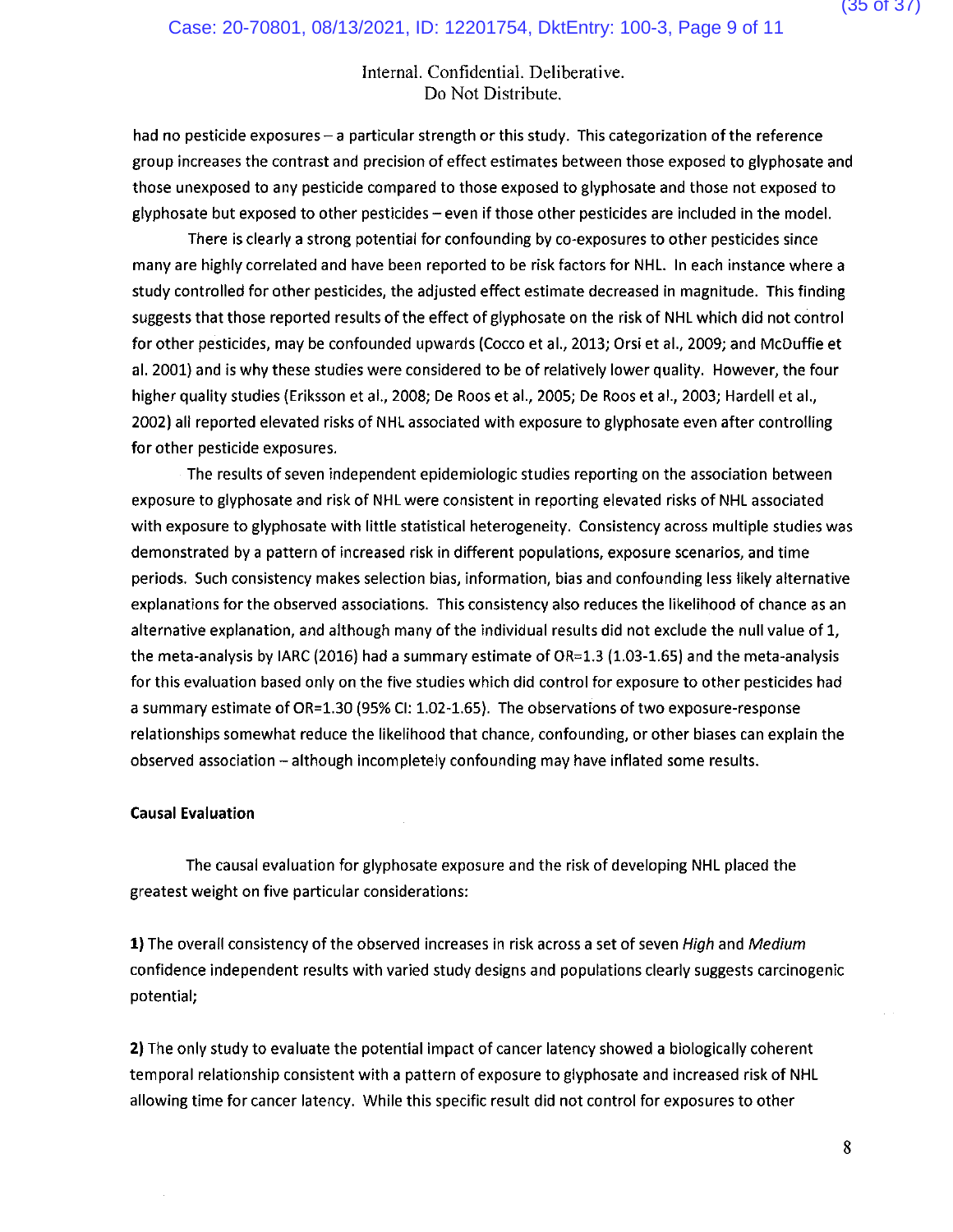Internal. Confidential. Deliberative.
Do Not Distribute.

had no pesticide exposures – a particular strength or this study. This categorization of the reference group increases the contrast and precision of effect estimates between those exposed to glyphosate and those unexposed to any pesticide compared to those exposed to glyphosate and those not exposed to glyphosate but exposed to other pesticides – even if those other pesticides are included in the model.

There is clearly a strong potential for confounding by co-exposures to other pesticides since many are highly correlated and have been reported to be risk factors for NHL. In each instance where a study controlled for other pesticides, the adjusted effect estimate decreased in magnitude. This finding suggests that those reported results of the effect of glyphosate on the risk of NHL which did not control for other pesticides, may be confounded upwards (Cocco et al., 2013; Orsi et al., 2009; and McDuffie et al. 2001) and is why these studies were considered to be of relatively lower quality. However, the four higher quality studies (Eriksson et al., 2008; De Roos et al., 2005; De Roos et al., 2003; Hardell et al., 2002) all reported elevated risks of NHL associated with exposure to glyphosate even after controlling for other pesticide exposures.

The results of seven independent epidemiologic studies reporting on the association between exposure to glyphosate and risk of NHL were consistent in reporting elevated risks of NHL associated with exposure to glyphosate with little statistical heterogeneity. Consistency across multiple studies was demonstrated by a pattern of increased risk in different populations, exposure scenarios, and time periods. Such consistency makes selection bias, information, bias and confounding less likely alternative explanations for the observed associations. This consistency also reduces the likelihood of chance as an alternative explanation, and although many of the individual results did not exclude the null value of 1, the meta-analysis by IARC (2016) had a summary estimate of OR=1.3 (1.03-1.65) and the meta-analysis for this evaluation based only on the five studies which did control for exposure to other pesticides had a summary estimate of OR=1.30 (95% CI: 1.02-1.65). The observations of two exposure-response relationships somewhat reduce the likelihood that chance, confounding, or other biases can explain the observed association – although incompletely confounding may have inflated some results.

**Causal Evaluation**

The causal evaluation for glyphosate exposure and the risk of developing NHL placed the greatest weight on five particular considerations:

**1)** The overall consistency of the observed increases in risk across a set of seven *High* and *Medium* confidence independent results with varied study designs and populations clearly suggests carcinogenic potential;

**2)** The only study to evaluate the potential impact of cancer latency showed a biologically coherent temporal relationship consistent with a pattern of exposure to glyphosate and increased risk of NHL allowing time for cancer latency. While this specific result did not control for exposures to other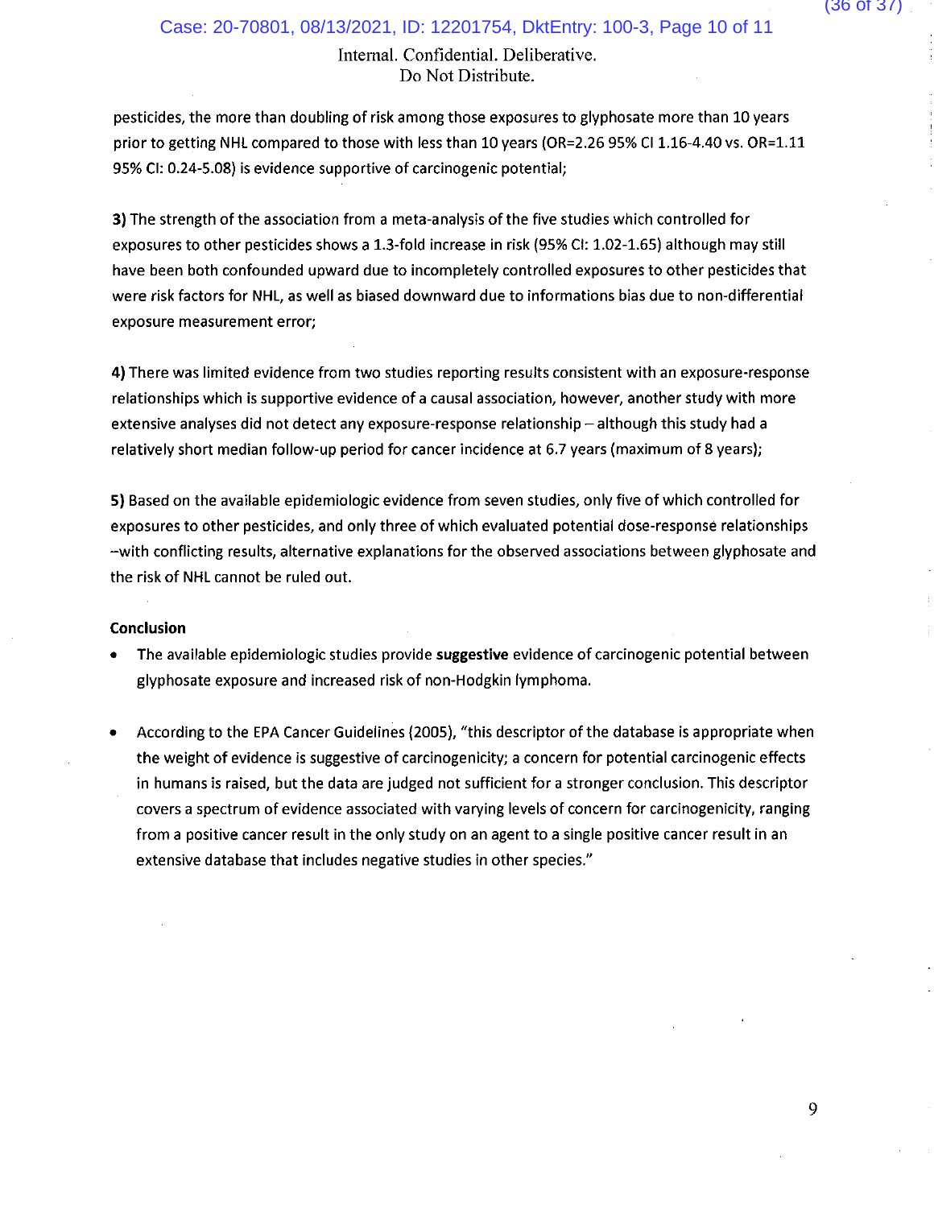Internal. Confidential. Deliberative.
Do Not Distribute.

pesticides, the more than doubling of risk among those exposures to glyphosate more than 10 years prior to getting NHL compared to those with less than 10 years (OR=2.26 95% CI 1.16-4.40 vs. OR=1.11 95% CI: 0.24-5.08) is evidence supportive of carcinogenic potential;

**3)** The strength of the association from a meta-analysis of the five studies which controlled for exposures to other pesticides shows a 1.3-fold increase in risk (95% CI: 1.02-1.65) although may still have been both confounded upward due to incompletely controlled exposures to other pesticides that were risk factors for NHL, as well as biased downward due to informations bias due to non-differential exposure measurement error;

**4)** There was limited evidence from two studies reporting results consistent with an exposure-response relationships which is supportive evidence of a causal association, however, another study with more extensive analyses did not detect any exposure-response relationship – although this study had a relatively short median follow-up period for cancer incidence at 6.7 years (maximum of 8 years);

**5)** Based on the available epidemiologic evidence from seven studies, only five of which controlled for exposures to other pesticides, and only three of which evaluated potential dose-response relationships –with conflicting results, alternative explanations for the observed associations between glyphosate and the risk of NHL cannot be ruled out.

**Conclusion**

- The available epidemiologic studies provide **suggestive** evidence of carcinogenic potential between glyphosate exposure and increased risk of non-Hodgkin lymphoma.

- According to the EPA Cancer Guidelines (2005), "this descriptor of the database is appropriate when the weight of evidence is suggestive of carcinogenicity; a concern for potential carcinogenic effects in humans is raised, but the data are judged not sufficient for a stronger conclusion. This descriptor covers a spectrum of evidence associated with varying levels of concern for carcinogenicity, ranging from a positive cancer result in the only study on an agent to a single positive cancer result in an extensive database that includes negative studies in other species."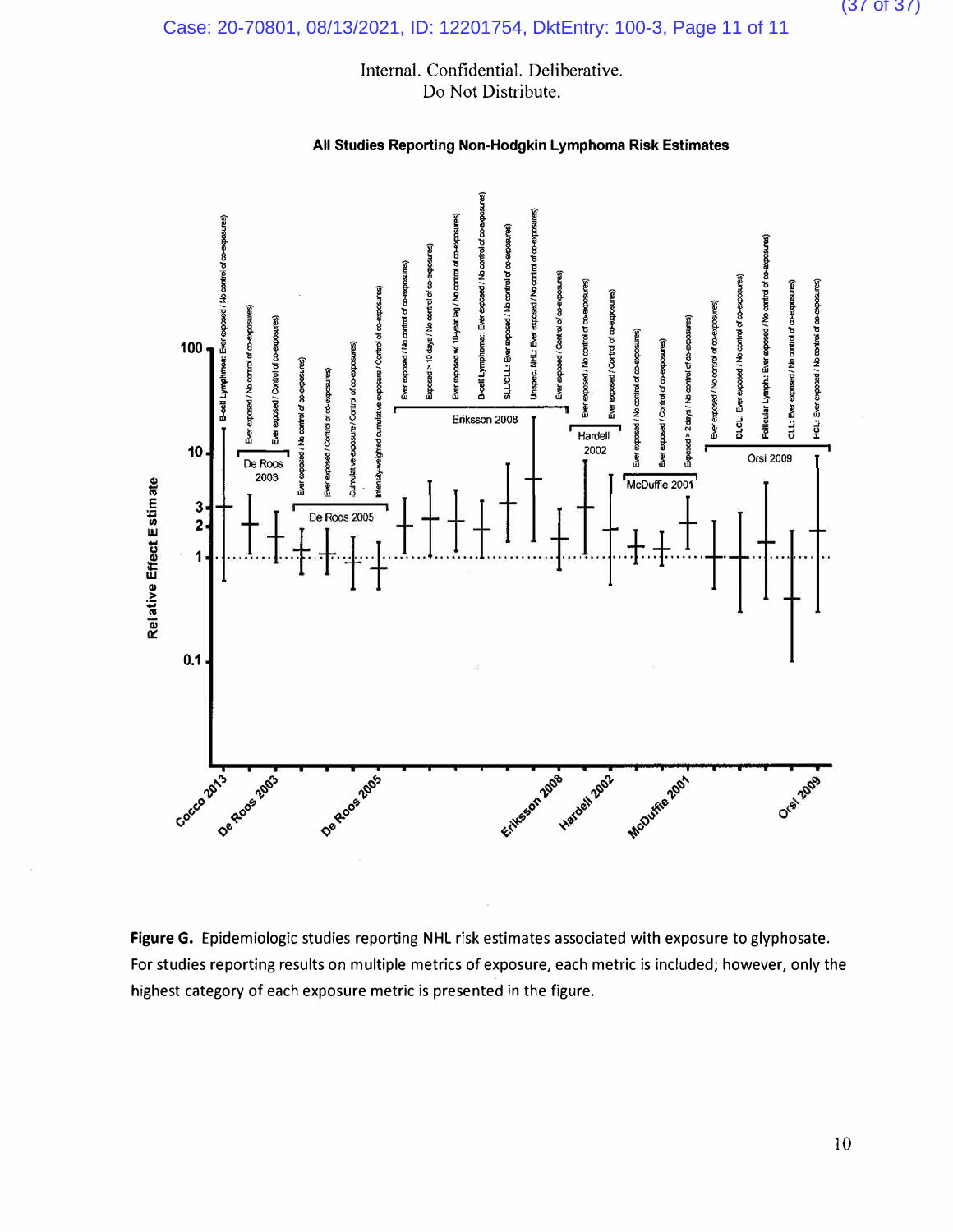Internal. Confidential. Deliberative.
Do Not Distribute.

**All Studies Reporting Non-Hodgkin Lymphoma Risk Estimates**

Relative Effect Estimate

100
10
3
2
1
0.1

B-cell Lymphoma: Ever exposed / No control of co-exposures)
Ever exposed / No control of co-exposures)
Ever exposed / Control of co-exposures)
Ever exposed / No control of co-exposures)
Ever exposed / Control of co-exposures)
Cumulative exposure / Control of co-exposures)
Intensity-weighted cumulative exposure / Control of co-exposures)
Ever exposed / No control of co-exposures)
Exposed > 10 days / No control of co-exposures)
Ever exposed w/ 10-year lag / No control of co-exposures)
B-cell Lymphoma: Ever exposed / No control of co-exposures)
SLL/CLL: Ever exposed / No control of co-exposures)
Unspec. NHL: Ever exposed / No control of co-exposures)
Ever exposed / Control of co-exposures)
Ever exposed / No control of co-exposures)
Ever exposed / Control of co-exposures)
Ever exposed / No control of co-exposures)
Ever exposed / Control of co-exposures)
Exposed > 2 days / No control of co-exposures)
Ever exposed / No control of co-exposures)
DLCL: Ever exposed / No control of co-exposures)
Follicular Lymph.: Ever exposed / No control of co-exposures)
CLL: Ever exposed / No control of co-exposures)
HCL: Ever exposed / No control of co-exposures)

De Roos 2003
De Roos 2005
Eriksson 2008
Hardell 2002
McDuffie 2001
Orsi 2009

Cocco 2013
De Roos 2003
De Roos 2005
Eriksson 2008
Hardell 2002
McDuffie 2001
Orsi 2009

**Figure G.** Epidemiologic studies reporting NHL risk estimates associated with exposure to glyphosate. For studies reporting results on multiple metrics of exposure, each metric is included; however, only the highest category of each exposure metric is presented in the figure.